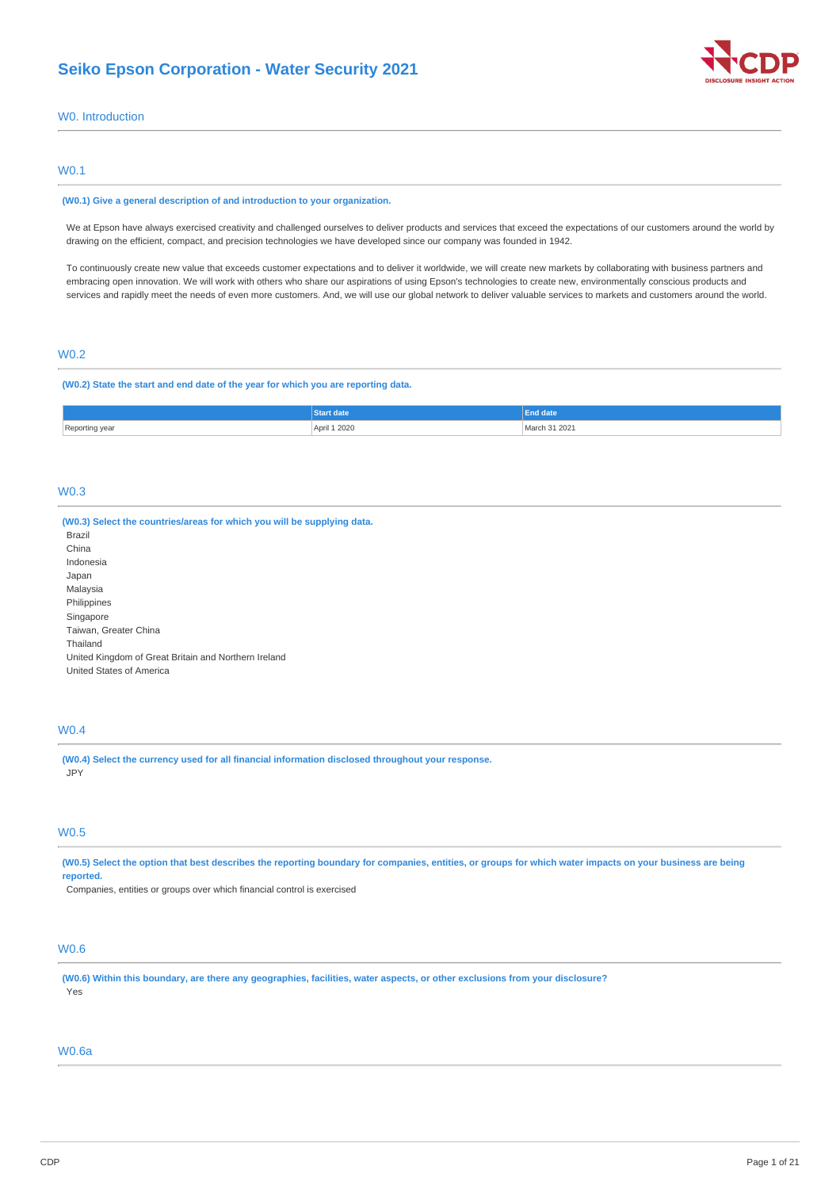# Seiko Epson Corporation - Water Security 2021

## W0. Introduction

### W0.1

**(W0.1) Give a general description of and introduction to your organization.**

We at Epson have always exercised creativity and challenged ourselves to deliver products and services that exceed the expectations of our customers around the world by drawing on the efficient, compact, and precision technologies we have developed since our company was founded in 1942.

To continuously create new value that exceeds customer expectations and to deliver it worldwide, we will create new markets by collaborating with business partners and embracing open innovation. We will work with others who share our aspirations of using Epson's technologies to create new, environmentally conscious products and services and rapidly meet the needs of even more customers. And, we will use our global network to deliver valuable services to markets and customers around the world.

### W0.2

**(W0.2) State the start and end date of the year for which you are reporting data.**

| | Start date | End date |
|---|---|---|
| Reporting year | April 1 2020 | March 31 2021 |

### W0.3

**(W0.3) Select the countries/areas for which you will be supplying data.**

Brazil
China
Indonesia
Japan
Malaysia
Philippines
Singapore
Taiwan, Greater China
Thailand
United Kingdom of Great Britain and Northern Ireland
United States of America

### W0.4

**(W0.4) Select the currency used for all financial information disclosed throughout your response.**

JPY

### W0.5

**(W0.5) Select the option that best describes the reporting boundary for companies, entities, or groups for which water impacts on your business are being reported.**

Companies, entities or groups over which financial control is exercised

### W0.6

**(W0.6) Within this boundary, are there any geographies, facilities, water aspects, or other exclusions from your disclosure?**

Yes

### W0.6a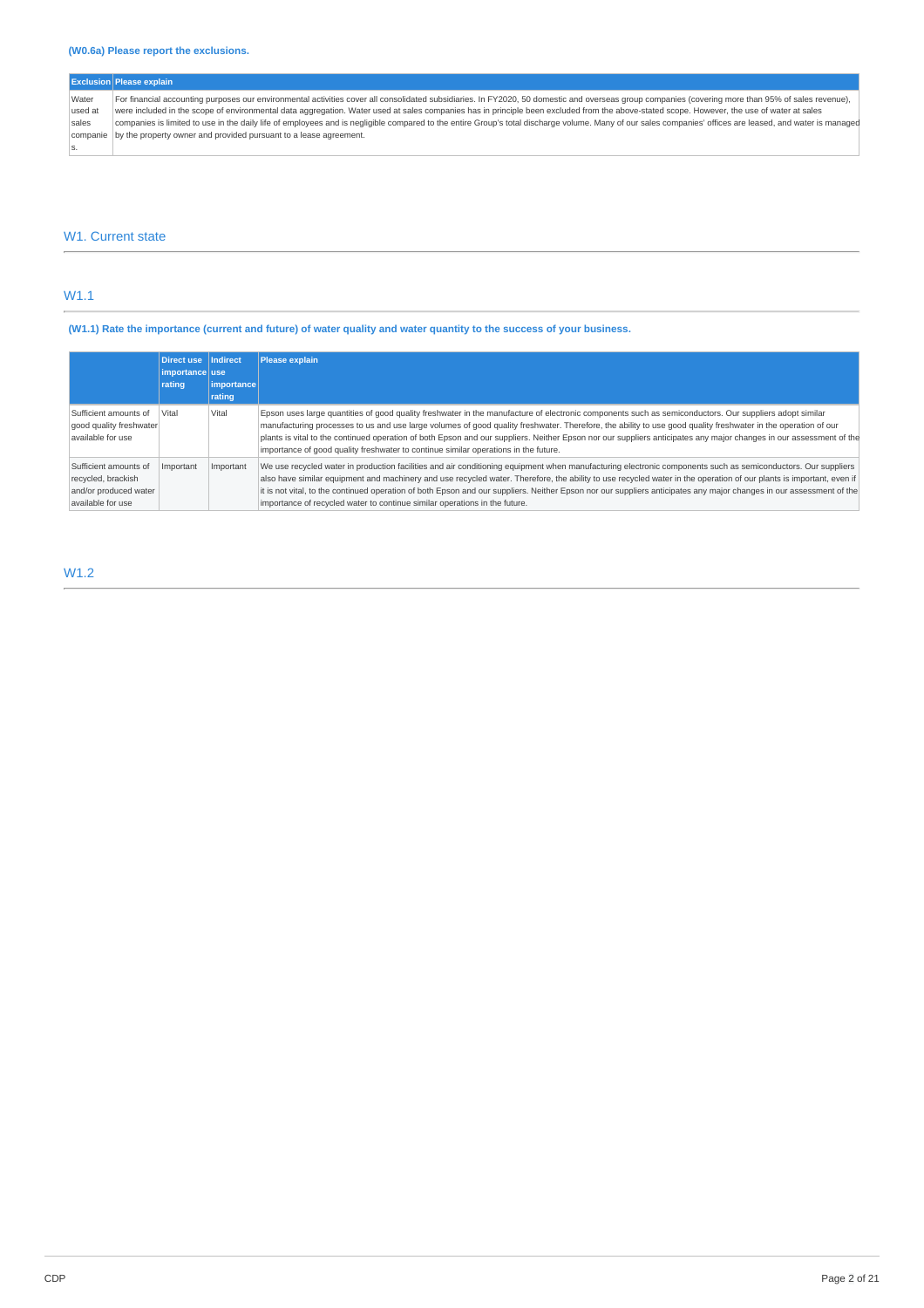### (W0.6a) Please report the exclusions.

| Exclusion | Please explain |
|---|---|
| Water used at sales companies. | For financial accounting purposes our environmental activities cover all consolidated subsidiaries. In FY2020, 50 domestic and overseas group companies (covering more than 95% of sales revenue), were included in the scope of environmental data aggregation. Water used at sales companies has in principle been excluded from the above-stated scope. However, the use of water at sales companies is limited to use in the daily life of employees and is negligible compared to the entire Group's total discharge volume. Many of our sales companies' offices are leased, and water is managed by the property owner and provided pursuant to a lease agreement. |

## W1. Current state

## W1.1

### (W1.1) Rate the importance (current and future) of water quality and water quantity to the success of your business.

| | Direct use importance rating | Indirect use importance rating | Please explain |
|---|---|---|---|
| Sufficient amounts of good quality freshwater available for use | Vital | Vital | Epson uses large quantities of good quality freshwater in the manufacture of electronic components such as semiconductors. Our suppliers adopt similar manufacturing processes to us and use large volumes of good quality freshwater. Therefore, the ability to use good quality freshwater in the operation of our plants is vital to the continued operation of both Epson and our suppliers. Neither Epson nor our suppliers anticipates any major changes in our assessment of the importance of good quality freshwater to continue similar operations in the future. |
| Sufficient amounts of recycled, brackish and/or produced water available for use | Important | Important | We use recycled water in production facilities and air conditioning equipment when manufacturing electronic components such as semiconductors. Our suppliers also have similar equipment and machinery and use recycled water. Therefore, the ability to use recycled water in the operation of our plants is important, even if it is not vital, to the continued operation of both Epson and our suppliers. Neither Epson nor our suppliers anticipates any major changes in our assessment of the importance of recycled water to continue similar operations in the future. |

## W1.2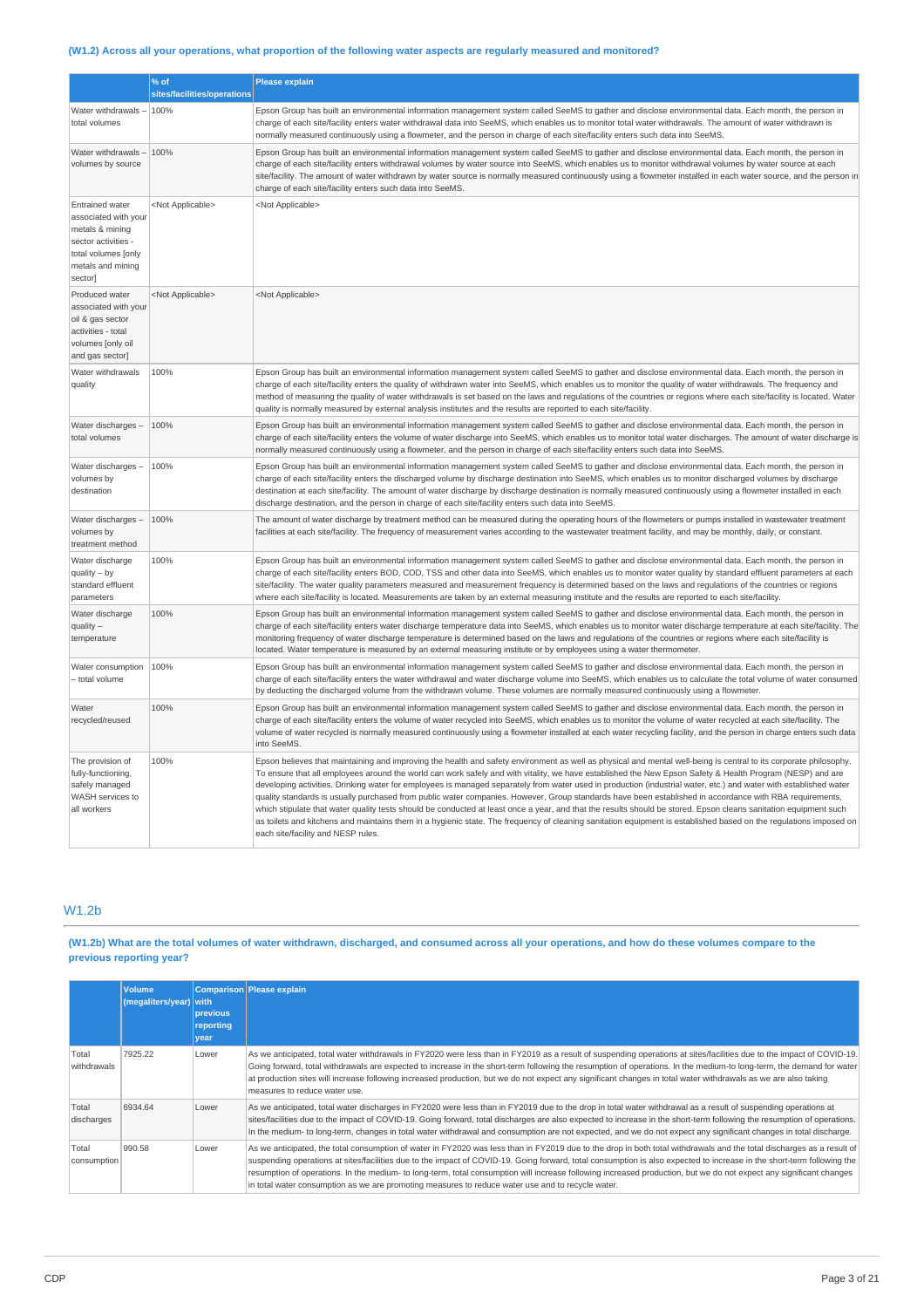### (W1.2) Across all your operations, what proportion of the following water aspects are regularly measured and monitored?

| | % of sites/facilities/operations | Please explain |
|---|---|---|
| Water withdrawals – total volumes | 100% | Epson Group has built an environmental information management system called SeeMS to gather and disclose environmental data. Each month, the person in charge of each site/facility enters water withdrawal data into SeeMS, which enables us to monitor total water withdrawals. The amount of water withdrawn is normally measured continuously using a flowmeter, and the person in charge of each site/facility enters such data into SeeMS. |
| Water withdrawals – volumes by source | 100% | Epson Group has built an environmental information management system called SeeMS to gather and disclose environmental data. Each month, the person in charge of each site/facility enters withdrawal volumes by water source into SeeMS, which enables us to monitor withdrawal volumes by water source at each site/facility. The amount of water withdrawn by water source is normally measured continuously using a flowmeter installed in each water source, and the person in charge of each site/facility enters such data into SeeMS. |
| Entrained water associated with your metals & mining sector activities - total volumes [only metals and mining sector] | <Not Applicable> | <Not Applicable> |
| Produced water associated with your oil & gas sector activities - total volumes [only oil and gas sector] | <Not Applicable> | <Not Applicable> |
| Water withdrawals quality | 100% | Epson Group has built an environmental information management system called SeeMS to gather and disclose environmental data. Each month, the person in charge of each site/facility enters the quality of withdrawn water into SeeMS, which enables us to monitor the quality of water withdrawals. The frequency and method of measuring the quality of water withdrawals is set based on the laws and regulations of the countries or regions where each site/facility is located. Water quality is normally measured by external analysis institutes and the results are reported to each site/facility. |
| Water discharges – total volumes | 100% | Epson Group has built an environmental information management system called SeeMS to gather and disclose environmental data. Each month, the person in charge of each site/facility enters the volume of water discharge into SeeMS, which enables us to monitor total water discharges. The amount of water discharge is normally measured continuously using a flowmeter, and the person in charge of each site/facility enters such data into SeeMS. |
| Water discharges – volumes by destination | 100% | Epson Group has built an environmental information management system called SeeMS to gather and disclose environmental data. Each month, the person in charge of each site/facility enters the discharged volume by discharge destination into SeeMS, which enables us to monitor discharged volumes by discharge destination at each site/facility. The amount of water discharge by discharge destination is normally measured continuously using a flowmeter installed in each discharge destination, and the person in charge of each site/facility enters such data into SeeMS. |
| Water discharges – volumes by treatment method | 100% | The amount of water discharge by treatment method can be measured during the operating hours of the flowmeters or pumps installed in wastewater treatment facilities at each site/facility. The frequency of measurement varies according to the wastewater treatment facility, and may be monthly, daily, or constant. |
| Water discharge quality – by standard effluent parameters | 100% | Epson Group has built an environmental information management system called SeeMS to gather and disclose environmental data. Each month, the person in charge of each site/facility enters BOD, COD, TSS and other data into SeeMS, which enables us to monitor water quality by standard effluent parameters at each site/facility. The water quality parameters measured and measurement frequency is determined based on the laws and regulations of the countries or regions where each site/facility is located. Measurements are taken by an external measuring institute and the results are reported to each site/facility. |
| Water discharge quality – temperature | 100% | Epson Group has built an environmental information management system called SeeMS to gather and disclose environmental data. Each month, the person in charge of each site/facility enters water discharge temperature data into SeeMS, which enables us to monitor water discharge temperature at each site/facility. The monitoring frequency of water discharge temperature is determined based on the laws and regulations of the countries or regions where each site/facility is located. Water temperature is measured by an external measuring institute or by employees using a water thermometer. |
| Water consumption – total volume | 100% | Epson Group has built an environmental information management system called SeeMS to gather and disclose environmental data. Each month, the person in charge of each site/facility enters the water withdrawal and water discharge volume into SeeMS, which enables us to calculate the total volume of water consumed by deducting the discharged volume from the withdrawn volume. These volumes are normally measured continuously using a flowmeter. |
| Water recycled/reused | 100% | Epson Group has built an environmental information management system called SeeMS to gather and disclose environmental data. Each month, the person in charge of each site/facility enters the volume of water recycled into SeeMS, which enables us to monitor the volume of water recycled at each site/facility. The volume of water recycled is normally measured continuously using a flowmeter installed at each water recycling facility, and the person in charge enters such data into SeeMS. |
| The provision of fully-functioning, safely managed WASH services to all workers | 100% | Epson believes that maintaining and improving the health and safety environment as well as physical and mental well-being is central to its corporate philosophy. To ensure that all employees around the world can work safely and with vitality, we have established the New Epson Safety & Health Program (NESP) and are developing activities. Drinking water for employees is managed separately from water used in production (industrial water, etc.) and water with established water quality standards is usually purchased from public water companies. However, Group standards have been established in accordance with RBA requirements, which stipulate that water quality tests should be conducted at least once a year, and that the results should be stored. Epson cleans sanitation equipment such as toilets and kitchens and maintains them in a hygienic state. The frequency of cleaning sanitation equipment is established based on the regulations imposed on each site/facility and NESP rules. |

## W1.2b

### (W1.2b) What are the total volumes of water withdrawn, discharged, and consumed across all your operations, and how do these volumes compare to the previous reporting year?

| | Volume (megaliters/year) | Comparison with previous reporting year | Please explain |
|---|---|---|---|
| Total withdrawals | 7925.22 | Lower | As we anticipated, total water withdrawals in FY2020 were less than in FY2019 as a result of suspending operations at sites/facilities due to the impact of COVID-19. Going forward, total withdrawals are expected to increase in the short-term following the resumption of operations. In the medium-to long-term, the demand for water at production sites will increase following increased production, but we do not expect any significant changes in total water withdrawals as we are also taking measures to reduce water use. |
| Total discharges | 6934.64 | Lower | As we anticipated, total water discharges in FY2020 were less than in FY2019 due to the drop in total water withdrawal as a result of suspending operations at sites/facilities due to the impact of COVID-19. Going forward, total discharges are also expected to increase in the short-term following the resumption of operations. In the medium- to long-term, changes in total water withdrawal and consumption are not expected, and we do not expect any significant changes in total discharge. |
| Total consumption | 990.58 | Lower | As we anticipated, the total consumption of water in FY2020 was less than in FY2019 due to the drop in both total withdrawals and the total discharges as a result of suspending operations at sites/facilities due to the impact of COVID-19. Going forward, total consumption is also expected to increase in the short-term following the resumption of operations. In the medium- to long-term, total consumption will increase following increased production, but we do not expect any significant changes in total water consumption as we are promoting measures to reduce water use and to recycle water. |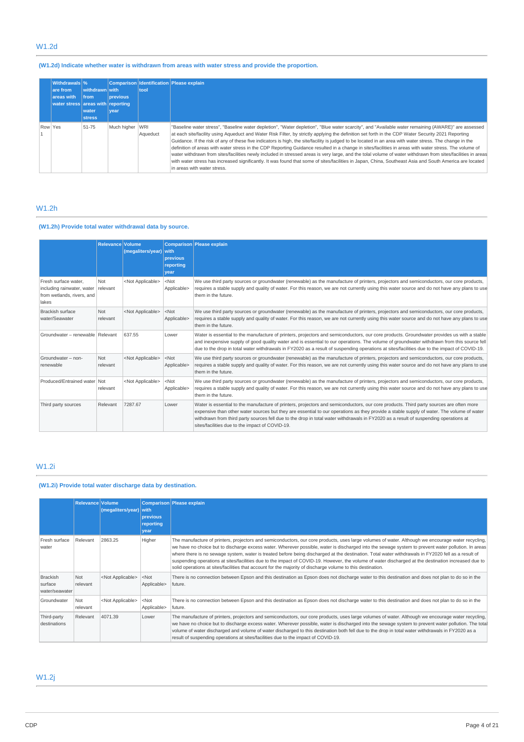## W1.2d

### (W1.2d) Indicate whether water is withdrawn from areas with water stress and provide the proportion.

| | Withdrawals are from areas with water stress | % withdrawn from areas with water stress | Comparison with previous reporting year | Identification tool | Please explain |
|---|---|---|---|---|---|
| Row 1 | Yes | 51-75 | Much higher | WRI Aqueduct | "Baseline water stress", "Baseline water depletion", "Water depletion", "Blue water scarcity", and "Available water remaining (AWARE)" are assessed at each site/facility using Aqueduct and Water Risk Filter, by strictly applying the definition set forth in the CDP Water Security 2021 Reporting Guidance. If the risk of any of these five indicators is high, the site/facility is judged to be located in an area with water stress. The change in the definition of areas with water stress in the CDP Reporting Guidance resulted in a change in sites/facilities in areas with water stress. The volume of water withdrawn from sites/facilities newly included in stressed areas is very large, and the total volume of water withdrawn from sites/facilities in areas with water stress has increased significantly. It was found that some of sites/facilities in Japan, China, Southeast Asia and South America are located in areas with water stress. |

## W1.2h

### (W1.2h) Provide total water withdrawal data by source.

| | Relevance | Volume (megaliters/year) | Comparison with previous reporting year | Please explain |
|---|---|---|---|---|
| Fresh surface water, including rainwater, water from wetlands, rivers, and lakes | Not relevant | <Not Applicable> | <Not Applicable> | We use third party sources or groundwater (renewable) as the manufacture of printers, projectors and semiconductors, our core products, requires a stable supply and quality of water. For this reason, we are not currently using this water source and do not have any plans to use them in the future. |
| Brackish surface water/Seawater | Not relevant | <Not Applicable> | <Not Applicable> | We use third party sources or groundwater (renewable) as the manufacture of printers, projectors and semiconductors, our core products, requires a stable supply and quality of water. For this reason, we are not currently using this water source and do not have any plans to use them in the future. |
| Groundwater – renewable | Relevant | 637.55 | Lower | Water is essential to the manufacture of printers, projectors and semiconductors, our core products. Groundwater provides us with a stable and inexpensive supply of good quality water and is essential to our operations. The volume of groundwater withdrawn from this source fell due to the drop in total water withdrawals in FY2020 as a result of suspending operations at sites/facilities due to the impact of COVID-19. |
| Groundwater – non-renewable | Not relevant | <Not Applicable> | <Not Applicable> | We use third party sources or groundwater (renewable) as the manufacture of printers, projectors and semiconductors, our core products, requires a stable supply and quality of water. For this reason, we are not currently using this water source and do not have any plans to use them in the future. |
| Produced/Entrained water | Not relevant | <Not Applicable> | <Not Applicable> | We use third party sources or groundwater (renewable) as the manufacture of printers, projectors and semiconductors, our core products, requires a stable supply and quality of water. For this reason, we are not currently using this water source and do not have any plans to use them in the future. |
| Third party sources | Relevant | 7287.67 | Lower | Water is essential to the manufacture of printers, projectors and semiconductors, our core products. Third party sources are often more expensive than other water sources but they are essential to our operations as they provide a stable supply of water. The volume of water withdrawn from third party sources fell due to the drop in total water withdrawals in FY2020 as a result of suspending operations at sites/facilities due to the impact of COVID-19. |

## W1.2i

### (W1.2i) Provide total water discharge data by destination.

| | Relevance | Volume (megaliters/year) | Comparison with previous reporting year | Please explain |
|---|---|---|---|---|
| Fresh surface water | Relevant | 2863.25 | Higher | The manufacture of printers, projectors and semiconductors, our core products, uses large volumes of water. Although we encourage water recycling, we have no choice but to discharge excess water. Wherever possible, water is discharged into the sewage system to prevent water pollution. In areas where there is no sewage system, water is treated before being discharged at the destination. Total water withdrawals in FY2020 fell as a result of suspending operations at sites/facilities due to the impact of COVID-19. However, the volume of water discharged at the destination increased due to solid operations at sites/facilities that account for the majority of discharge volume to this destination. |
| Brackish surface water/seawater | Not relevant | <Not Applicable> | <Not Applicable> | There is no connection between Epson and this destination as Epson does not discharge water to this destination and does not plan to do so in the future. |
| Groundwater | Not relevant | <Not Applicable> | <Not Applicable> | There is no connection between Epson and this destination as Epson does not discharge water to this destination and does not plan to do so in the future. |
| Third-party destinations | Relevant | 4071.39 | Lower | The manufacture of printers, projectors and semiconductors, our core products, uses large volumes of water. Although we encourage water recycling, we have no choice but to discharge excess water. Wherever possible, water is discharged into the sewage system to prevent water pollution. The total volume of water discharged and volume of water discharged to this destination both fell due to the drop in total water withdrawals in FY2020 as a result of suspending operations at sites/facilities due to the impact of COVID-19. |

## W1.2j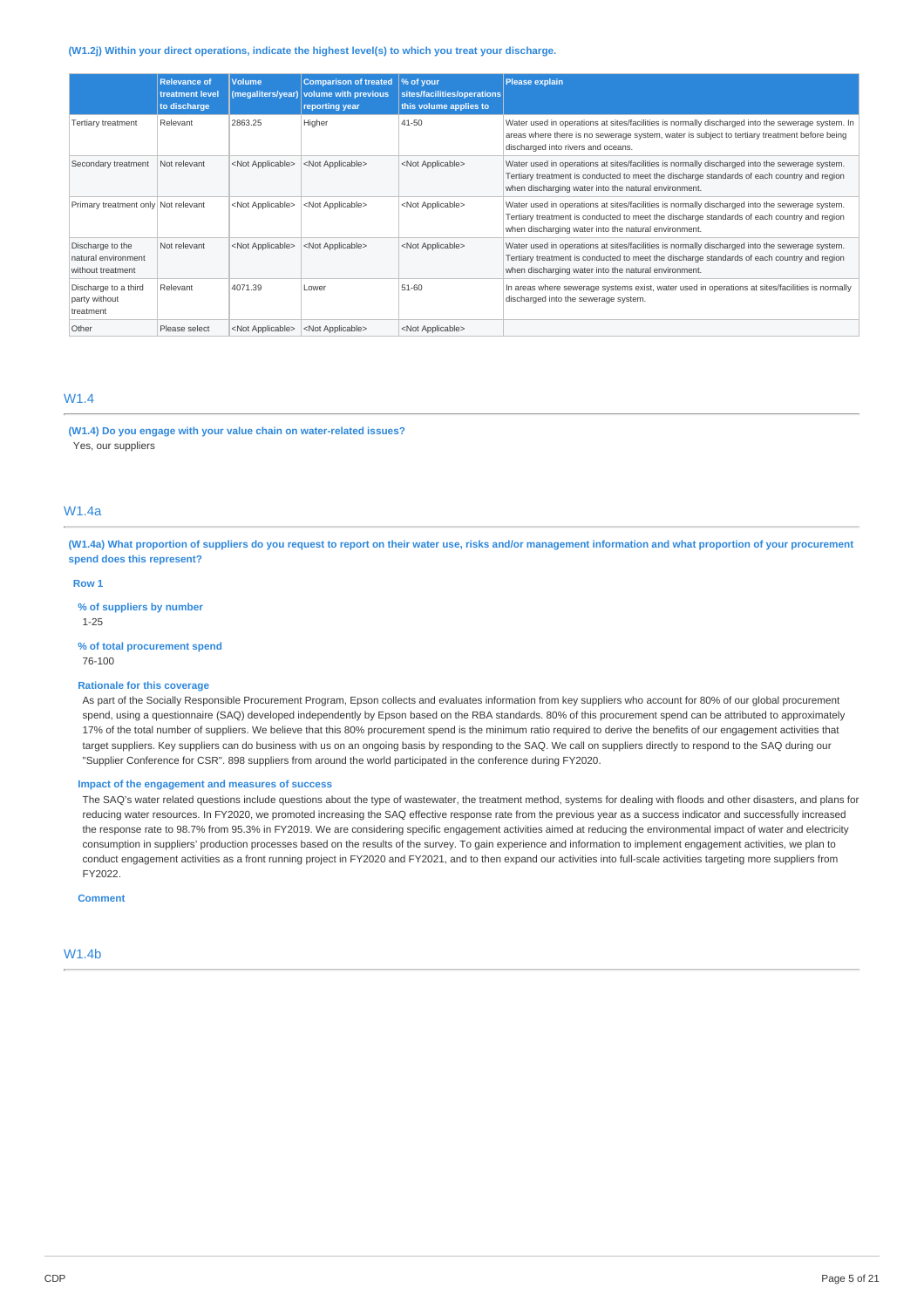**(W1.2j) Within your direct operations, indicate the highest level(s) to which you treat your discharge.**

| | Relevance of treatment level to discharge | Volume (megaliters/year) | Comparison of treated volume with previous reporting year | % of your sites/facilities/operations this volume applies to | Please explain |
|---|---|---|---|---|---|
| Tertiary treatment | Relevant | 2863.25 | Higher | 41-50 | Water used in operations at sites/facilities is normally discharged into the sewerage system. In areas where there is no sewerage system, water is subject to tertiary treatment before being discharged into rivers and oceans. |
| Secondary treatment | Not relevant | <Not Applicable> | <Not Applicable> | <Not Applicable> | Water used in operations at sites/facilities is normally discharged into the sewerage system. Tertiary treatment is conducted to meet the discharge standards of each country and region when discharging water into the natural environment. |
| Primary treatment only | Not relevant | <Not Applicable> | <Not Applicable> | <Not Applicable> | Water used in operations at sites/facilities is normally discharged into the sewerage system. Tertiary treatment is conducted to meet the discharge standards of each country and region when discharging water into the natural environment. |
| Discharge to the natural environment without treatment | Not relevant | <Not Applicable> | <Not Applicable> | <Not Applicable> | Water used in operations at sites/facilities is normally discharged into the sewerage system. Tertiary treatment is conducted to meet the discharge standards of each country and region when discharging water into the natural environment. |
| Discharge to a third party without treatment | Relevant | 4071.39 | Lower | 51-60 | In areas where sewerage systems exist, water used in operations at sites/facilities is normally discharged into the sewerage system. |
| Other | Please select | <Not Applicable> | <Not Applicable> | <Not Applicable> | |

## W1.4

**(W1.4) Do you engage with your value chain on water-related issues?**

Yes, our suppliers

## W1.4a

**(W1.4a) What proportion of suppliers do you request to report on their water use, risks and/or management information and what proportion of your procurement spend does this represent?**

**Row 1**

**% of suppliers by number**

1-25

**% of total procurement spend**

76-100

**Rationale for this coverage**

As part of the Socially Responsible Procurement Program, Epson collects and evaluates information from key suppliers who account for 80% of our global procurement spend, using a questionnaire (SAQ) developed independently by Epson based on the RBA standards. 80% of this procurement spend can be attributed to approximately 17% of the total number of suppliers. We believe that this 80% procurement spend is the minimum ratio required to derive the benefits of our engagement activities that target suppliers. Key suppliers can do business with us on an ongoing basis by responding to the SAQ. We call on suppliers directly to respond to the SAQ during our "Supplier Conference for CSR". 898 suppliers from around the world participated in the conference during FY2020.

**Impact of the engagement and measures of success**

The SAQ's water related questions include questions about the type of wastewater, the treatment method, systems for dealing with floods and other disasters, and plans for reducing water resources. In FY2020, we promoted increasing the SAQ effective response rate from the previous year as a success indicator and successfully increased the response rate to 98.7% from 95.3% in FY2019. We are considering specific engagement activities aimed at reducing the environmental impact of water and electricity consumption in suppliers' production processes based on the results of the survey. To gain experience and information to implement engagement activities, we plan to conduct engagement activities as a front running project in FY2020 and FY2021, and to then expand our activities into full-scale activities targeting more suppliers from FY2022.

**Comment**

## W1.4b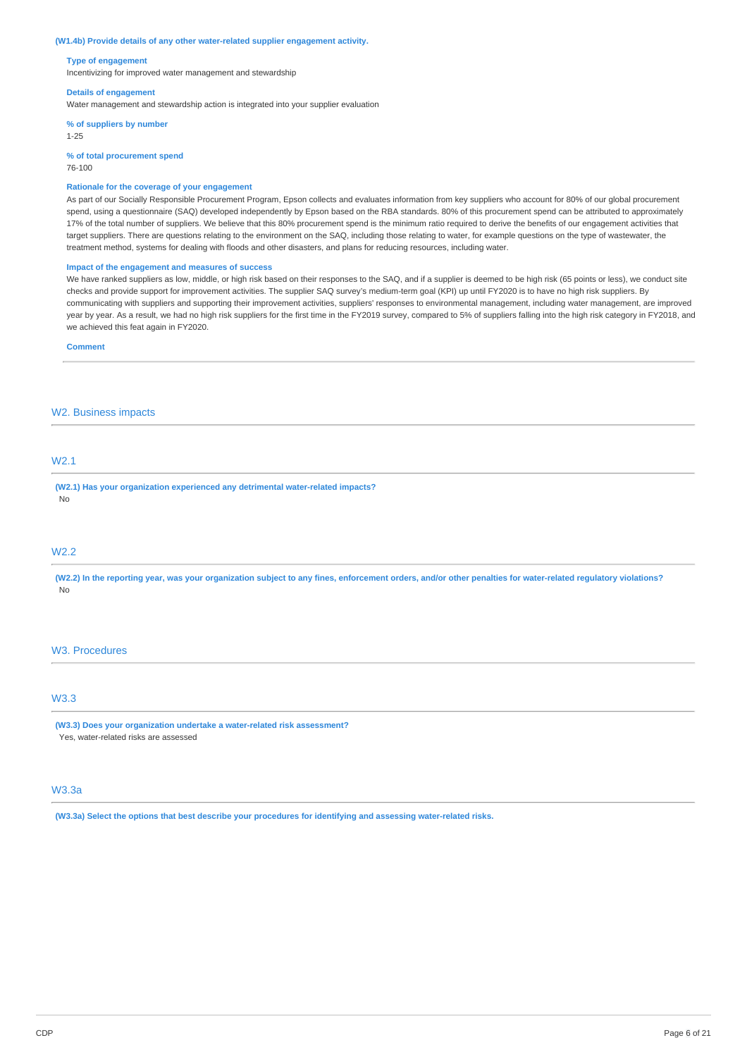**(W1.4b) Provide details of any other water-related supplier engagement activity.**

**Type of engagement**
Incentivizing for improved water management and stewardship

**Details of engagement**
Water management and stewardship action is integrated into your supplier evaluation

**% of suppliers by number**
1-25

**% of total procurement spend**
76-100

**Rationale for the coverage of your engagement**
As part of our Socially Responsible Procurement Program, Epson collects and evaluates information from key suppliers who account for 80% of our global procurement spend, using a questionnaire (SAQ) developed independently by Epson based on the RBA standards. 80% of this procurement spend can be attributed to approximately 17% of the total number of suppliers. We believe that this 80% procurement spend is the minimum ratio required to derive the benefits of our engagement activities that target suppliers. There are questions relating to the environment on the SAQ, including those relating to water, for example questions on the type of wastewater, the treatment method, systems for dealing with floods and other disasters, and plans for reducing resources, including water.

**Impact of the engagement and measures of success**
We have ranked suppliers as low, middle, or high risk based on their responses to the SAQ, and if a supplier is deemed to be high risk (65 points or less), we conduct site checks and provide support for improvement activities. The supplier SAQ survey's medium-term goal (KPI) up until FY2020 is to have no high risk suppliers. By communicating with suppliers and supporting their improvement activities, suppliers' responses to environmental management, including water management, are improved year by year. As a result, we had no high risk suppliers for the first time in the FY2019 survey, compared to 5% of suppliers falling into the high risk category in FY2018, and we achieved this feat again in FY2020.

**Comment**

## W2. Business impacts

### W2.1

**(W2.1) Has your organization experienced any detrimental water-related impacts?**
No

### W2.2

**(W2.2) In the reporting year, was your organization subject to any fines, enforcement orders, and/or other penalties for water-related regulatory violations?**
No

## W3. Procedures

### W3.3

**(W3.3) Does your organization undertake a water-related risk assessment?**
Yes, water-related risks are assessed

### W3.3a

**(W3.3a) Select the options that best describe your procedures for identifying and assessing water-related risks.**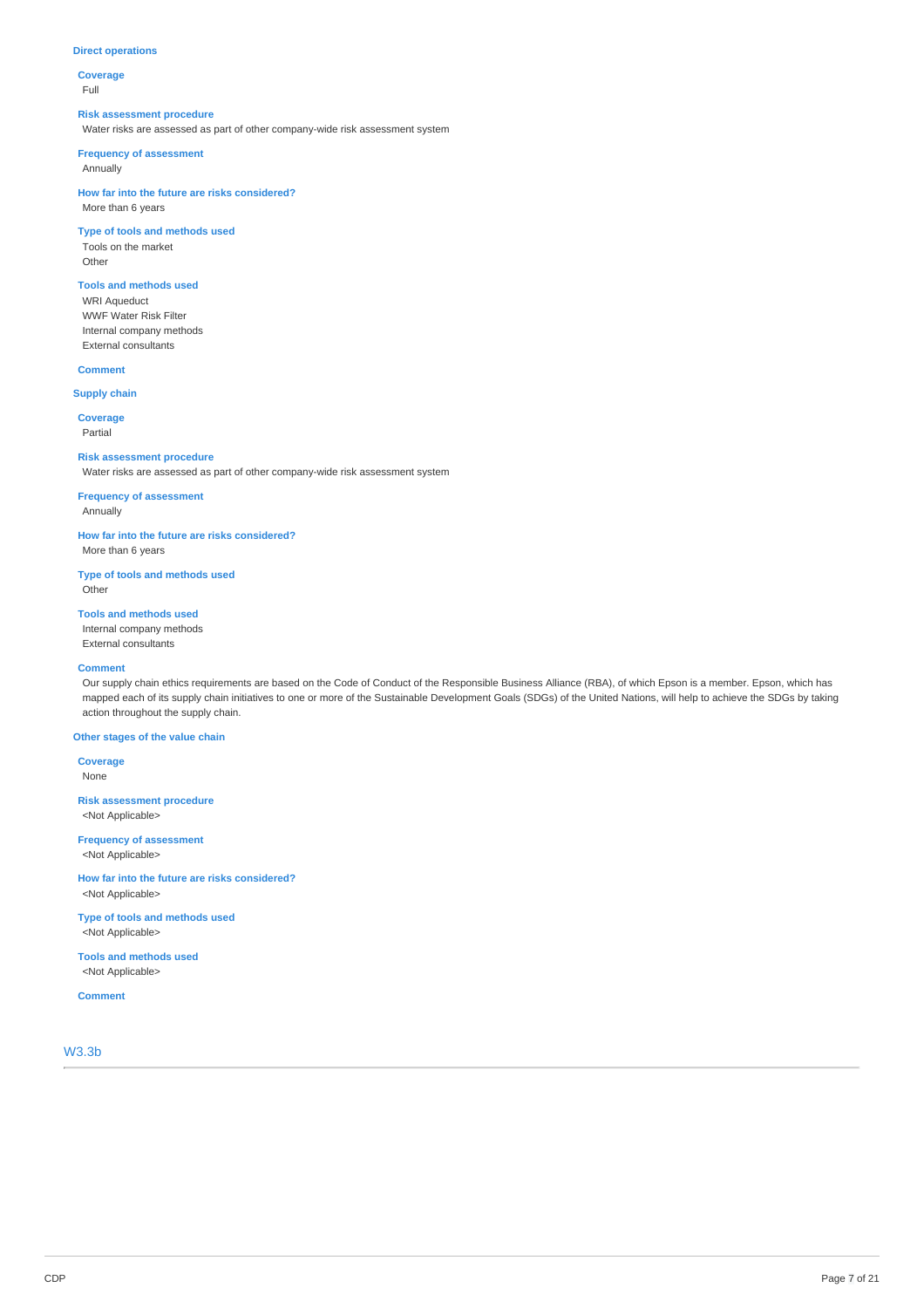### Direct operations

**Coverage**
Full

**Risk assessment procedure**
Water risks are assessed as part of other company-wide risk assessment system

**Frequency of assessment**
Annually

**How far into the future are risks considered?**
More than 6 years

**Type of tools and methods used**
Tools on the market
Other

**Tools and methods used**
WRI Aqueduct
WWF Water Risk Filter
Internal company methods
External consultants

**Comment**

### Supply chain

**Coverage**
Partial

**Risk assessment procedure**
Water risks are assessed as part of other company-wide risk assessment system

**Frequency of assessment**
Annually

**How far into the future are risks considered?**
More than 6 years

**Type of tools and methods used**
Other

**Tools and methods used**
Internal company methods
External consultants

**Comment**
Our supply chain ethics requirements are based on the Code of Conduct of the Responsible Business Alliance (RBA), of which Epson is a member. Epson, which has mapped each of its supply chain initiatives to one or more of the Sustainable Development Goals (SDGs) of the United Nations, will help to achieve the SDGs by taking action throughout the supply chain.

### Other stages of the value chain

**Coverage**
None

**Risk assessment procedure**
<Not Applicable>

**Frequency of assessment**
<Not Applicable>

**How far into the future are risks considered?**
<Not Applicable>

**Type of tools and methods used**
<Not Applicable>

**Tools and methods used**
<Not Applicable>

**Comment**

## W3.3b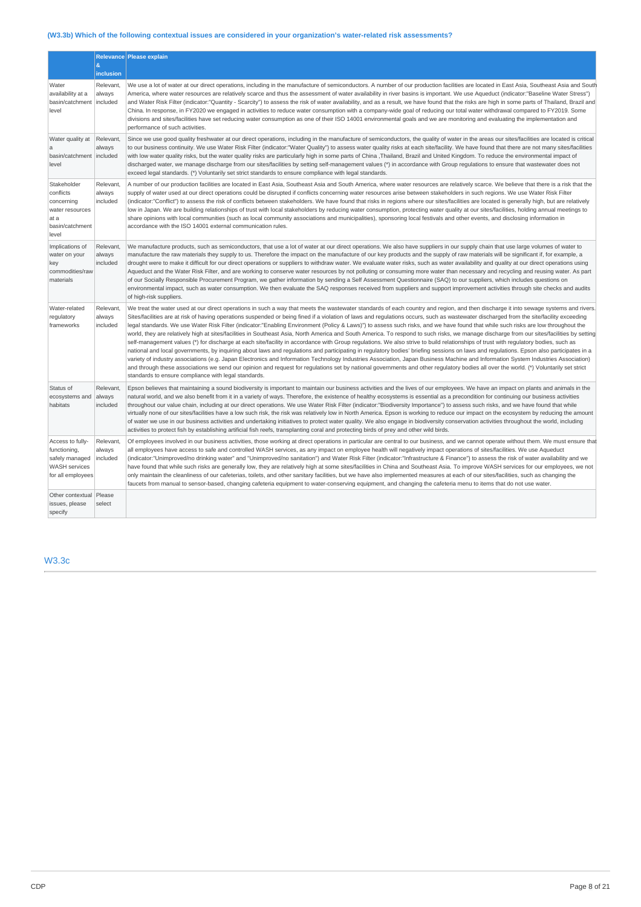### (W3.3b) Which of the following contextual issues are considered in your organization's water-related risk assessments?

| | Relevance & inclusion | Please explain |
|---|---|---|
| Water availability at a basin/catchment level | Relevant, always included | We use a lot of water at our direct operations, including in the manufacture of semiconductors. A number of our production facilities are located in East Asia, Southeast Asia and South America, where water resources are relatively scarce and thus the assessment of water availability in river basins is important. We use Aqueduct (indicator:"Baseline Water Stress") and Water Risk Filter (indicator:"Quantity - Scarcity") to assess the risk of water availability, and as a result, we have found that the risks are high in some parts of Thailand, Brazil and China. In response, in FY2020 we engaged in activities to reduce water consumption with a company-wide goal of reducing our total water withdrawal compared to FY2019. Some divisions and sites/facilities have set reducing water consumption as one of their ISO 14001 environmental goals and we are monitoring and evaluating the implementation and performance of such activities. |
| Water quality at a basin/catchment level | Relevant, always included | Since we use good quality freshwater at our direct operations, including in the manufacture of semiconductors, the quality of water in the areas our sites/facilities are located is critical to our business continuity. We use Water Risk Filter (indicator:"Water Quality") to assess water quality risks at each site/facility. We have found that there are not many sites/facilities with low water quality risks, but the water quality risks are particularly high in some parts of China ,Thailand, Brazil and United Kingdom. To reduce the environmental impact of discharged water, we manage discharge from our sites/facilities by setting self-management values (*) in accordance with Group regulations to ensure that wastewater does not exceed legal standards. (*) Voluntarily set strict standards to ensure compliance with legal standards. |
| Stakeholder conflicts concerning water resources at a basin/catchment level | Relevant, always included | A number of our production facilities are located in East Asia, Southeast Asia and South America, where water resources are relatively scarce. We believe that there is a risk that the supply of water used at our direct operations could be disrupted if conflicts concerning water resources arise between stakeholders in such regions. We use Water Risk Filter (indicator:"Conflict") to assess the risk of conflicts between stakeholders. We have found that risks in regions where our sites/facilities are located is generally high, but are relatively low in Japan. We are building relationships of trust with local stakeholders by reducing water consumption, protecting water quality at our sites/facilities, holding annual meetings to share opinions with local communities (such as local community associations and municipalities), sponsoring local festivals and other events, and disclosing information in accordance with the ISO 14001 external communication rules. |
| Implications of water on your key commodities/raw materials | Relevant, always included | We manufacture products, such as semiconductors, that use a lot of water at our direct operations. We also have suppliers in our supply chain that use large volumes of water to manufacture the raw materials they supply to us. Therefore the impact on the manufacture of our key products and the supply of raw materials will be significant if, for example, a drought were to make it difficult for our direct operations or suppliers to withdraw water. We evaluate water risks, such as water availability and quality at our direct operations using Aqueduct and the Water Risk Filter, and are working to conserve water resources by not polluting or consuming more water than necessary and recycling and reusing water. As part of our Socially Responsible Procurement Program, we gather information by sending a Self Assessment Questionnaire (SAQ) to our suppliers, which includes questions on environmental impact, such as water consumption. We then evaluate the SAQ responses received from suppliers and support improvement activities through site checks and audits of high-risk suppliers. |
| Water-related regulatory frameworks | Relevant, always included | We treat the water used at our direct operations in such a way that meets the wastewater standards of each country and region, and then discharge it into sewage systems and rivers. Sites/facilities are at risk of having operations suspended or being fined if a violation of laws and regulations occurs, such as wastewater discharged from the site/facility exceeding legal standards. We use Water Risk Filter (indicator:"Enabling Environment (Policy & Laws)") to assess such risks, and we have found that while such risks are low throughout the world, they are relatively high at sites/facilities in Southeast Asia, North America and South America. To respond to such risks, we manage discharge from our sites/facilities by setting self-management values (*) for discharge at each site/facility in accordance with Group regulations. We also strive to build relationships of trust with regulatory bodies, such as national and local governments, by inquiring about laws and regulations and participating in regulatory bodies' briefing sessions on laws and regulations. Epson also participates in a variety of industry associations (e.g. Japan Electronics and Information Technology Industries Association, Japan Business Machine and Information System Industries Association) and through these associations we send our opinion and request for regulations set by national governments and other regulatory bodies all over the world. (*) Voluntarily set strict standards to ensure compliance with legal standards. |
| Status of ecosystems and habitats | Relevant, always included | Epson believes that maintaining a sound biodiversity is important to maintain our business activities and the lives of our employees. We have an impact on plants and animals in the natural world, and we also benefit from it in a variety of ways. Therefore, the existence of healthy ecosystems is essential as a precondition for continuing our business activities throughout our value chain, including at our direct operations. We use Water Risk Filter (indicator:"Biodiversity Importance") to assess such risks, and we have found that while virtually none of our sites/facilities have a low such risk, the risk was relatively low in North America. Epson is working to reduce our impact on the ecosystem by reducing the amount of water we use in our business activities and undertaking initiatives to protect water quality. We also engage in biodiversity conservation activities throughout the world, including activities to protect fish by establishing artificial fish reefs, transplanting coral and protecting birds of prey and other wild birds. |
| Access to fully-functioning, safely managed WASH services for all employees | Relevant, always included | Of employees involved in our business activities, those working at direct operations in particular are central to our business, and we cannot operate without them. We must ensure that all employees have access to safe and controlled WASH services, as any impact on employee health will negatively impact operations of sites/facilities. We use Aqueduct (indicator:"Unimproved/no drinking water" and "Unimproved/no sanitation") and Water Risk Filter (indicator:"Infrastructure & Finance") to assess the risk of water availability and we have found that while such risks are generally low, they are relatively high at some sites/facilities in China and Southeast Asia. To improve WASH services for our employees, we not only maintain the cleanliness of our cafeterias, toilets, and other sanitary facilities, but we have also implemented measures at each of our sites/facilities, such as changing the faucets from manual to sensor-based, changing cafeteria equipment to water-conserving equipment, and changing the cafeteria menu to items that do not use water. |
| Other contextual issues, please specify | Please select | |

## W3.3c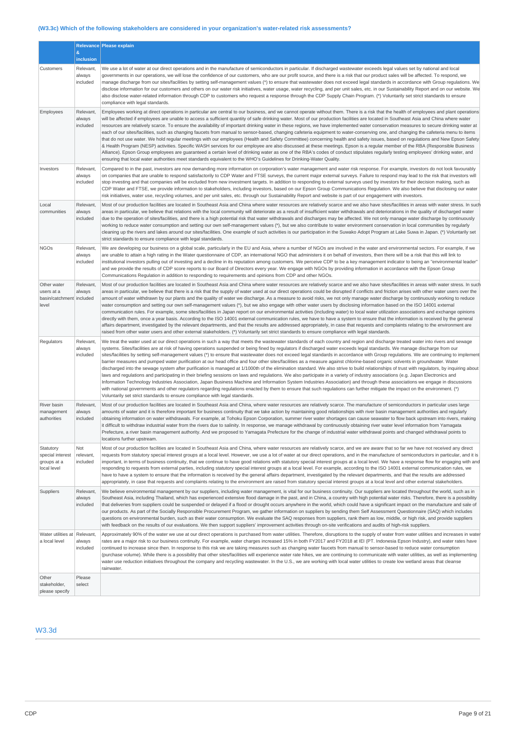### (W3.3c) Which of the following stakeholders are considered in your organization's water-related risk assessments?

| | Relevance & inclusion | Please explain |
|---|---|---|
| Customers | Relevant, always included | We use a lot of water at our direct operations and in the manufacture of semiconductors in particular. If discharged wastewater exceeds legal values set by national and local governments in our operations, we will lose the confidence of our customers, who are our profit source, and there is a risk that our product sales will be affected. To respond, we manage discharge from our sites/facilities by setting self-management values (*) to ensure that wastewater does not exceed legal standards in accordance with Group regulations. We disclose information for our customers and others on our water risk initiatives, water usage, water recycling, and per unit sales, etc. in our Sustainability Report and on our website. We also disclose water-related information through CDP to customers who request a response through the CDP Supply Chain Program. (*) Voluntarily set strict standards to ensure compliance with legal standards. |
| Employees | Relevant, always included | Employees working at direct operations in particular are central to our business, and we cannot operate without them. There is a risk that the health of employees and plant operations will be affected if employees are unable to access a sufficient quantity of safe drinking water. Most of our production facilities are located in Southeast Asia and China where water resources are relatively scarce. To ensure the availability of important drinking water in these regions, we have implemented water conservation measures to secure drinking water at each of our sites/facilities, such as changing faucets from manual to sensor-based, changing cafeteria equipment to water-conserving one, and changing the cafeteria menu to items that do not use water. We hold regular meetings with our employees (Health and Safety Committee) concerning health and safety issues, based on regulations and New Epson Safety & Health Program (NESP) activities. Specific WASH services for our employee are also discussed at these meetings. Epson is a regular member of the RBA (Responsible Business Alliance). Epson Group employees are guaranteed a certain level of drinking water as one of the RBA's codes of conduct stipulates regularly testing employees' drinking water, and ensuring that local water authorities meet standards equivalent to the WHO's Guidelines for Drinking-Water Quality. |
| Investors | Relevant, always included | Compared to in the past, investors are now demanding more information on corporation's water management and water risk response. For example, investors do not look favourably on companies that are unable to respond satisfactorily to CDP Water and FTSE surveys, the current major external surveys. Failure to respond may lead to the risk that investors will stop investing and that companies will be excluded from new investment targets. In addition to responding to external surveys used by investors for their decision making, such as CDP Water and FTSE, we provide information to stakeholders, including investors, based on our Epson Group Communications Regulation. We also believe that disclosing our water risk initiatives, water use, recycling volumes, and per unit sales, etc. through our Sustainability Report and website is part of our engagement with investors. |
| Local communities | Relevant, always included | Most of our production facilities are located in Southeast Asia and China where water resources are relatively scarce and we also have sites/facilities in areas with water stress. In such areas in particular, we believe that relations with the local community will deteriorate as a result of insufficient water withdrawals and deteriorations in the quality of discharged water due to the operation of sites/facilities, and there is a high potential risk that water withdrawals and discharges may be affected. We not only manage water discharge by continuously working to reduce water consumption and setting our own self-management values (*), but we also contribute to water environment conservation in local communities by regularly cleaning up the rivers and lakes around our sites/facilities. One example of such activities is our participation in the Suwako Adopt Program at Lake Suwa in Japan. (*) Voluntarily set strict standards to ensure compliance with legal standards. |
| NGOs | Relevant, always included | We are developing our business on a global scale, particularly in the EU and Asia, where a number of NGOs are involved in the water and environmental sectors. For example, if we are unable to attain a high rating in the Water questionnaire of CDP, an international NGO that administers it on behalf of investors, then there will be a risk that this will link to institutional investors pulling out of investing and a decline in its reputation among customers. We perceive CDP to be a key management indicator to being an "environmental leader" and we provide the results of CDP score reports to our Board of Directors every year. We engage with NGOs by providing information in accordance with the Epson Group Communications Regulation in addition to responding to requirements and opinions from CDP and other NGOs. |
| Other water users at a basin/catchment level | Relevant, always included | Most of our production facilities are located in Southeast Asia and China where water resources are relatively scarce and we also have sites/facilities in areas with water stress. In such areas in particular, we believe that there is a risk that the supply of water used at our direct operations could be disrupted if conflicts and friction arises with other water users over the amount of water withdrawn by our plants and the quality of water we discharge. As a measure to avoid risks, we not only manage water discharge by continuously working to reduce water consumption and setting our own self-management values (*), but we also engage with other water users by disclosing information based on the ISO 14001 external communication rules. For example, some sites/facilities in Japan report on our environmental activities (including water) to local water utilization associations and exchange opinions directly with them, once a year basis. According to the ISO 14001 external communication rules, we have to have a system to ensure that the information is received by the general affairs department, investigated by the relevant departments, and that the results are addressed appropriately, in case that requests and complaints relating to the environment are raised from other water users and other external stakeholders. (*) Voluntarily set strict standards to ensure compliance with legal standards. |
| Regulators | Relevant, always included | We treat the water used at our direct operations in such a way that meets the wastewater standards of each country and region and discharge treated water into rivers and sewage systems. Sites/facilities are at risk of having operations suspended or being fined by regulators if discharged water exceeds legal standards. We manage discharge from our sites/facilities by setting self-management values (*) to ensure that wastewater does not exceed legal standards in accordance with Group regulations. We are continuing to implement barrier measures and pumped water purification at our head office and four other sites/facilities as a measure against chlorine-based organic solvents in groundwater. Water discharged into the sewage system after purification is managed at 1/1000th of the elimination standard. We also strive to build relationships of trust with regulators, by inquiring about laws and regulations and participating in their briefing sessions on laws and regulations. We also participate in a variety of industry associations (e.g. Japan Electronics and Information Technology Industries Association, Japan Business Machine and Information System Industries Association) and through these associations we engage in discussions with national governments and other regulators regarding regulations enacted by them to ensure that such regulations can further mitigate the impact on the environment. (*) Voluntarily set strict standards to ensure compliance with legal standards. |
| River basin management authorities | Relevant, always included | Most of our production facilities are located in Southeast Asia and China, where water resources are relatively scarce. The manufacture of semiconductors in particular uses large amounts of water and it is therefore important for business continuity that we take action by maintaining good relationships with river basin management authorities and regularly obtaining information on water withdrawals. For example, at Tohoku Epson Corporation, summer river water shortages can cause seawater to flow back upstream into rivers, making it difficult to withdraw industrial water from the rivers due to salinity. In response, we manage withdrawal by continuously obtaining river water level information from Yamagata Prefecture, a river basin management authority. And we proposed to Yamagata Prefecture for the change of industrial water withdrawal points and changed withdrawal points to locations further upstream. |
| Statutory special interest groups at a local level | Not relevant, included | Most of our production facilities are located in Southeast Asia and China, where water resources are relatively scarce, and we are aware that so far we have not received any direct requests from statutory special interest groups at a local level. However, we use a lot of water at our direct operations, and in the manufacture of semiconductors in particular, and it is important, in terms of business continuity, that we continue to have good relations with statutory special interest groups at a local level. We have a response flow for engaging with and responding to requests from external parties, including statutory special interest groups at a local level. For example, according to the ISO 14001 external communication rules, we have to have a system to ensure that the information is received by the general affairs department, investigated by the relevant departments, and that the results are addressed appropriately, in case that requests and complaints relating to the environment are raised from statutory special interest groups at a local level and other external stakeholders. |
| Suppliers | Relevant, always included | We believe environmental management by our suppliers, including water management, is vital for our business continuity. Our suppliers are located throughout the world, such as in Southeast Asia, including Thailand, which has experienced extensive flood damage in the past, and in China, a country with high potential water risks. Therefore, there is a possibility that deliveries from suppliers could be suspended or delayed if a flood or drought occurs anywhere in the world, which could have a significant impact on the manufacture and sale of our products. As part of the Socially Responsible Procurement Program, we gather information on suppliers by sending them Self Assessment Questionnaire (SAQ) which includes questions on environmental burden, such as their water consumption. We evaluate the SAQ responses from suppliers, rank them as low, middle, or high risk, and provide suppliers with feedback on the results of our evaluations. We then support suppliers' improvement activities through on-site verifications and audits of high-risk suppliers. |
| Water utilities at a local level | Relevant, always included | Approximately 90% of the water we use at our direct operations is purchased from water utilities. Therefore, disruptions to the supply of water from water utilities and increases in water rates are a major risk to our business continuity. For example, water charges increased 15% in both FY2017 and FY2018 at IEI (PT. Indonesia Epson Industry), and water rates have continued to increase since then. In response to this risk we are taking measures such as changing water faucets from manual to sensor-based to reduce water consumption (purchase volume). While there is a possibility that other sites/facilities will experience water rate hikes, we are continuing to communicate with water utilities, as well as implementing water use reduction initiatives throughout the company and recycling wastewater. In the U.S., we are working with local water utilities to create low wetland areas that cleanse rainwater. |
| Other stakeholder, please specify | Please select | |

## W3.3d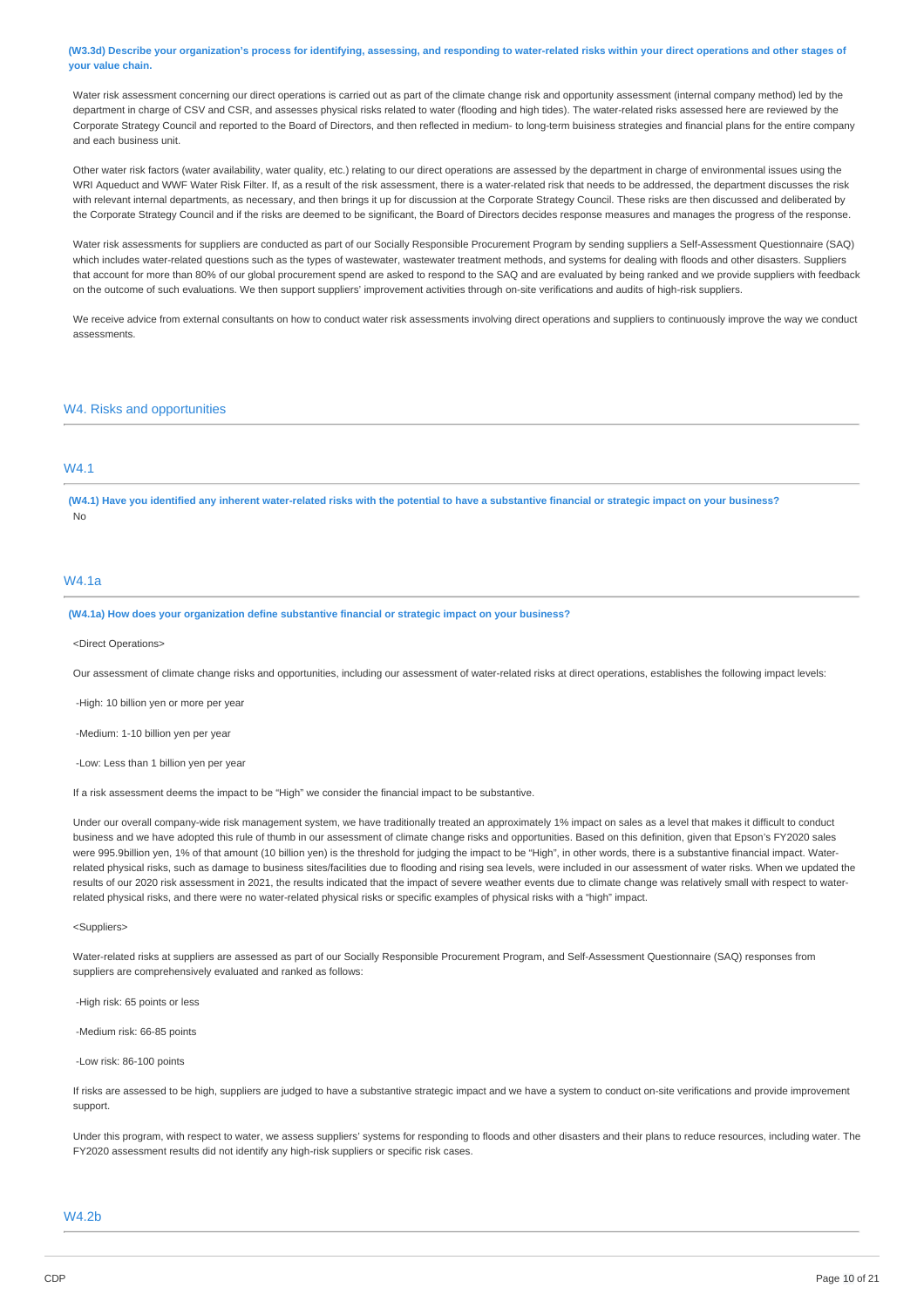**(W3.3d) Describe your organization's process for identifying, assessing, and responding to water-related risks within your direct operations and other stages of your value chain.**

Water risk assessment concerning our direct operations is carried out as part of the climate change risk and opportunity assessment (internal company method) led by the department in charge of CSV and CSR, and assesses physical risks related to water (flooding and high tides). The water-related risks assessed here are reviewed by the Corporate Strategy Council and reported to the Board of Directors, and then reflected in medium- to long-term business strategies and financial plans for the entire company and each business unit.

Other water risk factors (water availability, water quality, etc.) relating to our direct operations are assessed by the department in charge of environmental issues using the WRI Aqueduct and WWF Water Risk Filter. If, as a result of the risk assessment, there is a water-related risk that needs to be addressed, the department discusses the risk with relevant internal departments, as necessary, and then brings it up for discussion at the Corporate Strategy Council. These risks are then discussed and deliberated by the Corporate Strategy Council and if the risks are deemed to be significant, the Board of Directors decides response measures and manages the progress of the response.

Water risk assessments for suppliers are conducted as part of our Socially Responsible Procurement Program by sending suppliers a Self-Assessment Questionnaire (SAQ) which includes water-related questions such as the types of wastewater, wastewater treatment methods, and systems for dealing with floods and other disasters. Suppliers that account for more than 80% of our global procurement spend are asked to respond to the SAQ and are evaluated by being ranked and we provide suppliers with feedback on the outcome of such evaluations. We then support suppliers' improvement activities through on-site verifications and audits of high-risk suppliers.

We receive advice from external consultants on how to conduct water risk assessments involving direct operations and suppliers to continuously improve the way we conduct assessments.

## W4. Risks and opportunities

### W4.1

**(W4.1) Have you identified any inherent water-related risks with the potential to have a substantive financial or strategic impact on your business?**

No

### W4.1a

**(W4.1a) How does your organization define substantive financial or strategic impact on your business?**

<Direct Operations>

Our assessment of climate change risks and opportunities, including our assessment of water-related risks at direct operations, establishes the following impact levels:

-High: 10 billion yen or more per year

-Medium: 1-10 billion yen per year

-Low: Less than 1 billion yen per year

If a risk assessment deems the impact to be "High" we consider the financial impact to be substantive.

Under our overall company-wide risk management system, we have traditionally treated an approximately 1% impact on sales as a level that makes it difficult to conduct business and we have adopted this rule of thumb in our assessment of climate change risks and opportunities. Based on this definition, given that Epson's FY2020 sales were 995.9billion yen, 1% of that amount (10 billion yen) is the threshold for judging the impact to be "High", in other words, there is a substantive financial impact. Water-related physical risks, such as damage to business sites/facilities due to flooding and rising sea levels, were included in our assessment of water risks. When we updated the results of our 2020 risk assessment in 2021, the results indicated that the impact of severe weather events due to climate change was relatively small with respect to water-related physical risks, and there were no water-related physical risks or specific examples of physical risks with a "high" impact.

<Suppliers>

Water-related risks at suppliers are assessed as part of our Socially Responsible Procurement Program, and Self-Assessment Questionnaire (SAQ) responses from suppliers are comprehensively evaluated and ranked as follows:

-High risk: 65 points or less

-Medium risk: 66-85 points

-Low risk: 86-100 points

If risks are assessed to be high, suppliers are judged to have a substantive strategic impact and we have a system to conduct on-site verifications and provide improvement support.

Under this program, with respect to water, we assess suppliers' systems for responding to floods and other disasters and their plans to reduce resources, including water. The FY2020 assessment results did not identify any high-risk suppliers or specific risk cases.

### W4.2b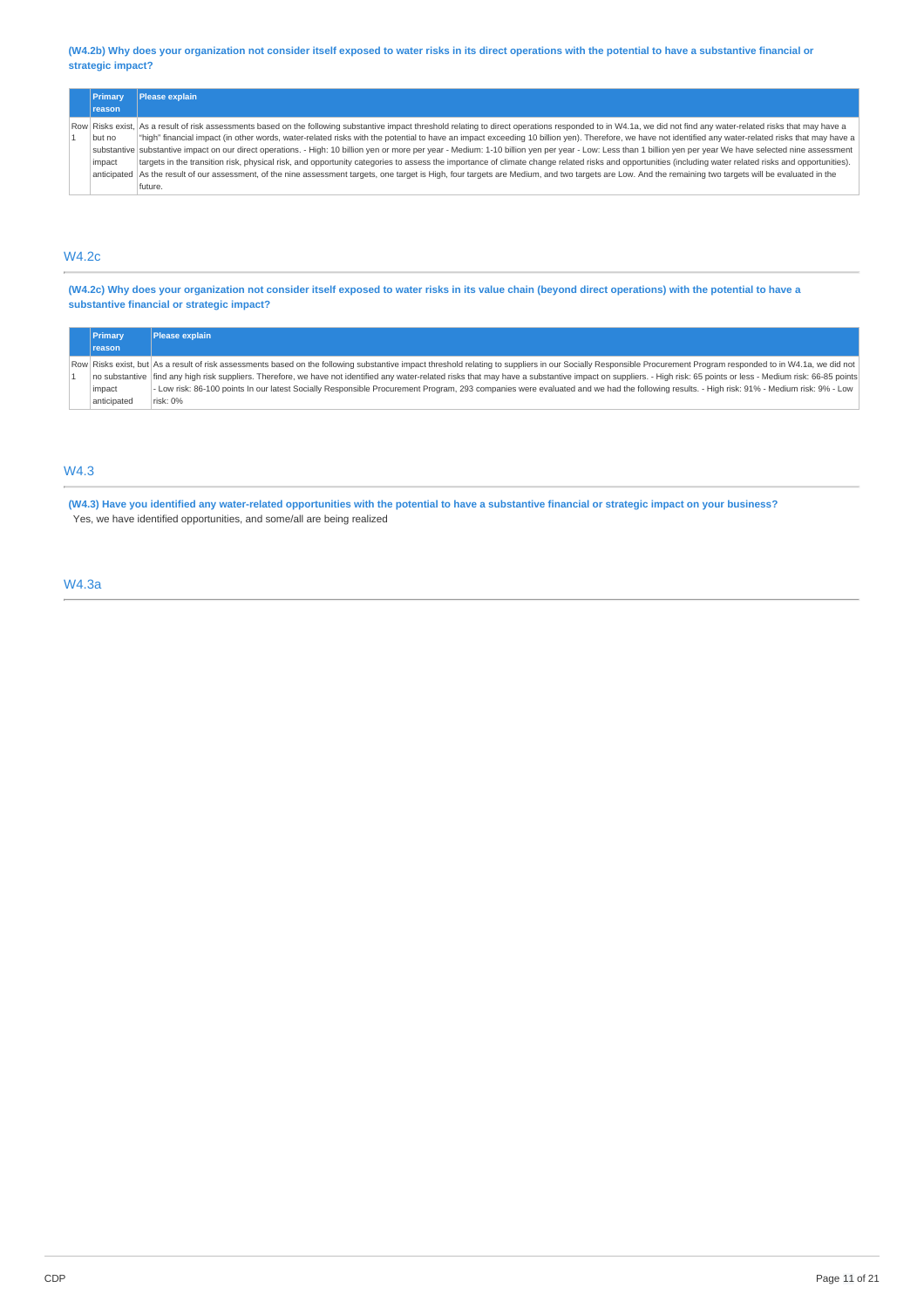**(W4.2b) Why does your organization not consider itself exposed to water risks in its direct operations with the potential to have a substantive financial or strategic impact?**

| | Primary reason | Please explain |
|---|---|---|
| Row 1 | Risks exist, but no substantive impact anticipated | As a result of risk assessments based on the following substantive impact threshold relating to direct operations responded to in W4.1a, we did not find any water-related risks that may have a "high" financial impact (in other words, water-related risks with the potential to have an impact exceeding 10 billion yen). Therefore, we have not identified any water-related risks that may have a substantive impact on our direct operations. - High: 10 billion yen or more per year - Medium: 1-10 billion yen per year - Low: Less than 1 billion yen per year We have selected nine assessment targets in the transition risk, physical risk, and opportunity categories to assess the importance of climate change related risks and opportunities (including water related risks and opportunities). As the result of our assessment, of the nine assessment targets, one target is High, four targets are Medium, and two targets are Low. And the remaining two targets will be evaluated in the future. |

## W4.2c

**(W4.2c) Why does your organization not consider itself exposed to water risks in its value chain (beyond direct operations) with the potential to have a substantive financial or strategic impact?**

| | Primary reason | Please explain |
|---|---|---|
| Row 1 | Risks exist, but no substantive impact anticipated | As a result of risk assessments based on the following substantive impact threshold relating to suppliers in our Socially Responsible Procurement Program responded to in W4.1a, we did not find any high risk suppliers. Therefore, we have not identified any water-related risks that may have a substantive impact on suppliers. - High risk: 65 points or less - Medium risk: 66-85 points - Low risk: 86-100 points In our latest Socially Responsible Procurement Program, 293 companies were evaluated and we had the following results. - High risk: 91% - Medium risk: 9% - Low risk: 0% |

## W4.3

**(W4.3) Have you identified any water-related opportunities with the potential to have a substantive financial or strategic impact on your business?**

Yes, we have identified opportunities, and some/all are being realized

## W4.3a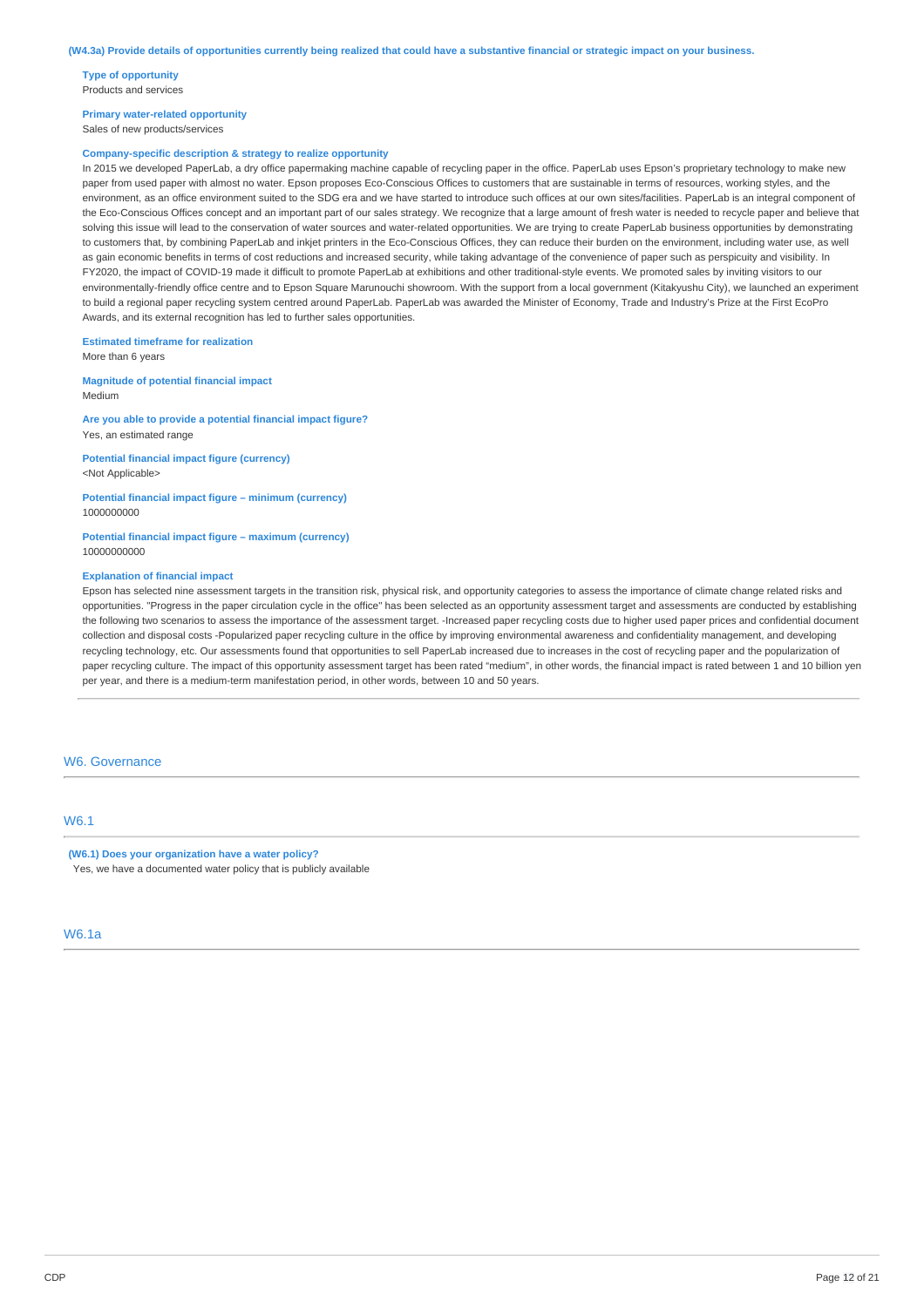**(W4.3a) Provide details of opportunities currently being realized that could have a substantive financial or strategic impact on your business.**

**Type of opportunity**
Products and services

**Primary water-related opportunity**
Sales of new products/services

**Company-specific description & strategy to realize opportunity**
In 2015 we developed PaperLab, a dry office papermaking machine capable of recycling paper in the office. PaperLab uses Epson's proprietary technology to make new paper from used paper with almost no water. Epson proposes Eco-Conscious Offices to customers that are sustainable in terms of resources, working styles, and the environment, as an office environment suited to the SDG era and we have started to introduce such offices at our own sites/facilities. PaperLab is an integral component of the Eco-Conscious Offices concept and an important part of our sales strategy. We recognize that a large amount of fresh water is needed to recycle paper and believe that solving this issue will lead to the conservation of water sources and water-related opportunities. We are trying to create PaperLab business opportunities by demonstrating to customers that, by combining PaperLab and inkjet printers in the Eco-Conscious Offices, they can reduce their burden on the environment, including water use, as well as gain economic benefits in terms of cost reductions and increased security, while taking advantage of the convenience of paper such as perspicuity and visibility. In FY2020, the impact of COVID-19 made it difficult to promote PaperLab at exhibitions and other traditional-style events. We promoted sales by inviting visitors to our environmentally-friendly office centre and to Epson Square Marunouchi showroom. With the support from a local government (Kitakyushu City), we launched an experiment to build a regional paper recycling system centred around PaperLab. PaperLab was awarded the Minister of Economy, Trade and Industry's Prize at the First EcoPro Awards, and its external recognition has led to further sales opportunities.

**Estimated timeframe for realization**
More than 6 years

**Magnitude of potential financial impact**
Medium

**Are you able to provide a potential financial impact figure?**
Yes, an estimated range

**Potential financial impact figure (currency)**
<Not Applicable>

**Potential financial impact figure – minimum (currency)**
1000000000

**Potential financial impact figure – maximum (currency)**
10000000000

**Explanation of financial impact**
Epson has selected nine assessment targets in the transition risk, physical risk, and opportunity categories to assess the importance of climate change related risks and opportunities. "Progress in the paper circulation cycle in the office" has been selected as an opportunity assessment target and assessments are conducted by establishing the following two scenarios to assess the importance of the assessment target. -Increased paper recycling costs due to higher used paper prices and confidential document collection and disposal costs -Popularized paper recycling culture in the office by improving environmental awareness and confidentiality management, and developing recycling technology, etc. Our assessments found that opportunities to sell PaperLab increased due to increases in the cost of recycling paper and the popularization of paper recycling culture. The impact of this opportunity assessment target has been rated "medium", in other words, the financial impact is rated between 1 and 10 billion yen per year, and there is a medium-term manifestation period, in other words, between 10 and 50 years.

## W6. Governance

### W6.1

**(W6.1) Does your organization have a water policy?**
Yes, we have a documented water policy that is publicly available

### W6.1a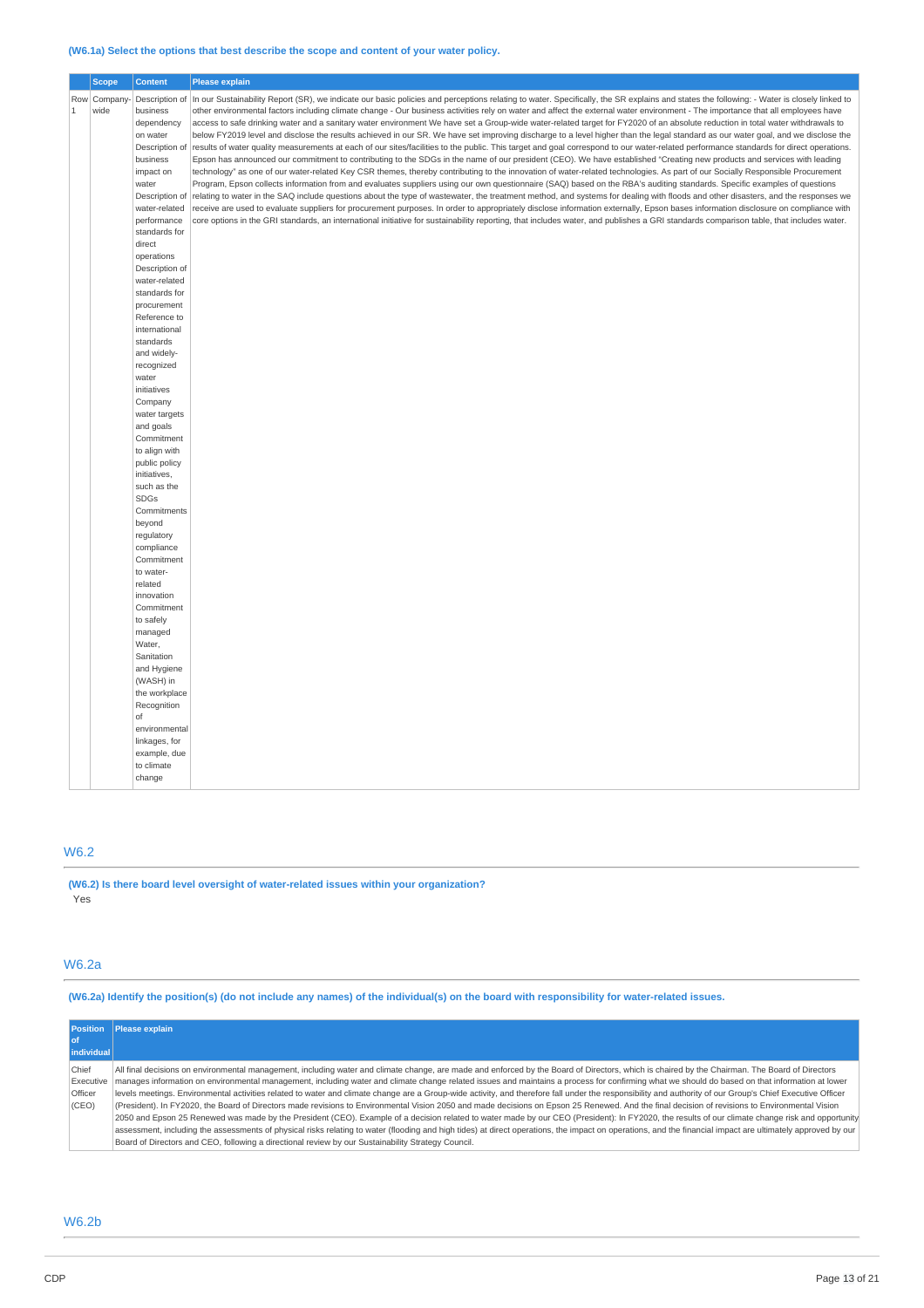**(W6.1a) Select the options that best describe the scope and content of your water policy.**

| | Scope | Content | Please explain |
|---|---|---|---|
| Row 1 | Company-wide | Description of business dependency on water Description of business impact on water Description of water-related performance standards for direct operations Description of water-related standards for procurement Reference to international standards and widely-recognized water initiatives Company water targets and goals Commitment to align with public policy initiatives, such as the SDGs Commitments beyond regulatory compliance Commitment to water-related innovation Commitment to safely managed Water, Sanitation and Hygiene (WASH) in the workplace Recognition of environmental linkages, for example, due to climate change | In our Sustainability Report (SR), we indicate our basic policies and perceptions relating to water. Specifically, the SR explains and states the following: - Water is closely linked to other environmental factors including climate change - Our business activities rely on water and affect the external water environment - The importance that all employees have access to safe drinking water and a sanitary water environment We have set a Group-wide water-related target for FY2020 of an absolute reduction in total water withdrawals to below FY2019 level and disclose the results achieved in our SR. We have set improving discharge to a level higher than the legal standard as our water goal, and we disclose the results of water quality measurements at each of our sites/facilities to the public. This target and goal correspond to our water-related performance standards for direct operations. Epson has announced our commitment to contributing to the SDGs in the name of our president (CEO). We have established "Creating new products and services with leading technology" as one of our water-related Key CSR themes, thereby contributing to the innovation of water-related technologies. As part of our Socially Responsible Procurement Program, Epson collects information from and evaluates suppliers using our own questionnaire (SAQ) based on the RBA's auditing standards. Specific examples of questions relating to water in the SAQ include questions about the type of wastewater, the treatment method, and systems for dealing with floods and other disasters, and the responses we receive are used to evaluate suppliers for procurement purposes. In order to appropriately disclose information externally, Epson bases information disclosure on compliance with core options in the GRI standards, an international initiative for sustainability reporting, that includes water, and publishes a GRI standards comparison table, that includes water. |

## W6.2

**(W6.2) Is there board level oversight of water-related issues within your organization?**

Yes

## W6.2a

**(W6.2a) Identify the position(s) (do not include any names) of the individual(s) on the board with responsibility for water-related issues.**

| Position of individual | Please explain |
|---|---|
| Chief Executive Officer (CEO) | All final decisions on environmental management, including water and climate change, are made and enforced by the Board of Directors, which is chaired by the Chairman. The Board of Directors manages information on environmental management, including water and climate change related issues and maintains a process for confirming what we should do based on that information at lower levels meetings. Environmental activities related to water and climate change are a Group-wide activity, and therefore fall under the responsibility and authority of our Group's Chief Executive Officer (President). In FY2020, the Board of Directors made revisions to Environmental Vision 2050 and made decisions on Epson 25 Renewed. And the final decision of revisions to Environmental Vision 2050 and Epson 25 Renewed was made by the President (CEO). Example of a decision related to water made by our CEO (President): In FY2020, the results of our climate change risk and opportunity assessment, including the assessments of physical risks relating to water (flooding and high tides) at direct operations, the impact on operations, and the financial impact are ultimately approved by our Board of Directors and CEO, following a directional review by our Sustainability Strategy Council. |

## W6.2b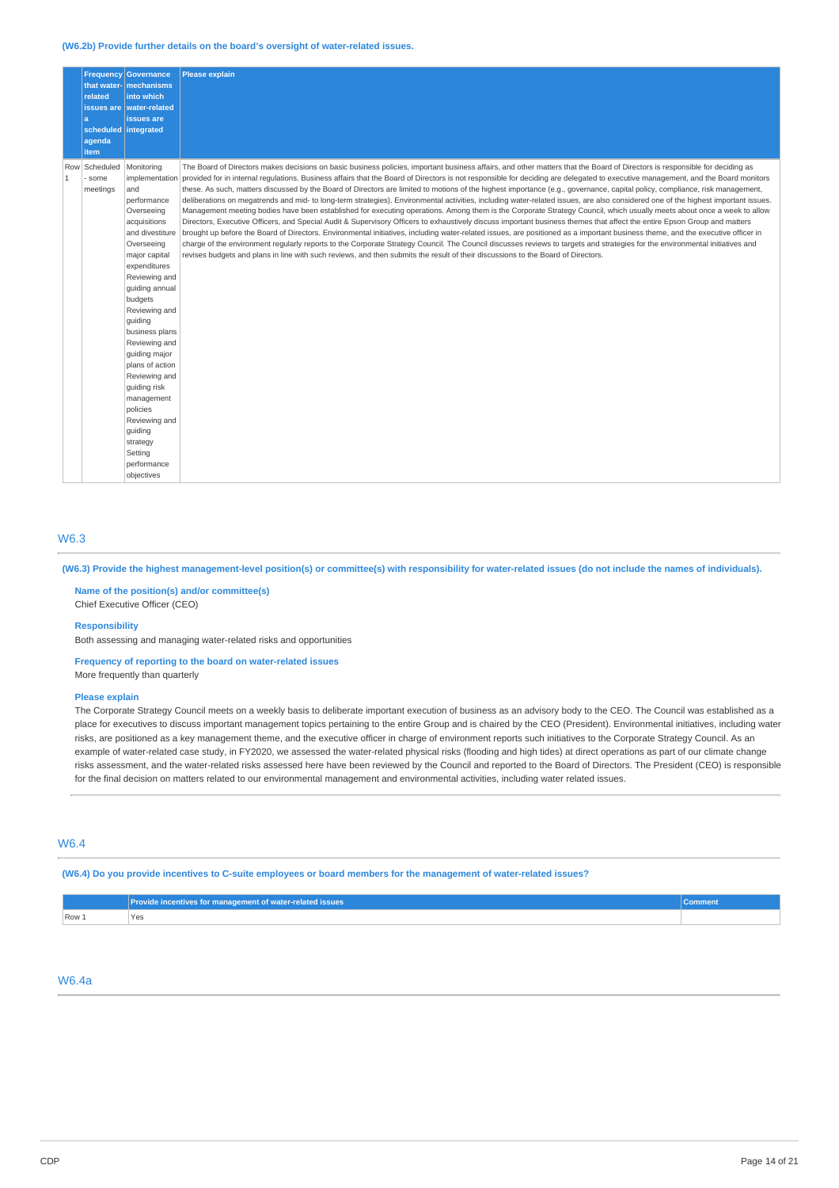**(W6.2b) Provide further details on the board's oversight of water-related issues.**

| | Frequency that water-related issues are a scheduled agenda item | Governance mechanisms into which water-related issues are integrated | Please explain |
|---|---|---|---|
| Row 1 | Scheduled - some meetings | Monitoring implementation and performance Overseeing acquisitions and divestiture Overseeing major capital expenditures Reviewing and guiding annual budgets Reviewing and guiding business plans Reviewing and guiding major plans of action Reviewing and guiding risk management policies Reviewing and guiding strategy Setting performance objectives | The Board of Directors makes decisions on basic business policies, important business affairs, and other matters that the Board of Directors is responsible for deciding as provided for in internal regulations. Business affairs that the Board of Directors is not responsible for deciding are delegated to executive management, and the Board monitors these. As such, matters discussed by the Board of Directors are limited to motions of the highest importance (e.g., governance, capital policy, compliance, risk management, deliberations on megatrends and mid- to long-term strategies). Environmental activities, including water-related issues, are also considered one of the highest important issues. Management meeting bodies have been established for executing operations. Among them is the Corporate Strategy Council, which usually meets about once a week to allow Directors, Executive Officers, and Special Audit & Supervisory Officers to exhaustively discuss important business themes that affect the entire Epson Group and matters brought up before the Board of Directors. Environmental initiatives, including water-related issues, are positioned as a important business theme, and the executive officer in charge of the environment regularly reports to the Corporate Strategy Council. The Council discusses reviews to targets and strategies for the environmental initiatives and revises budgets and plans in line with such reviews, and then submits the result of their discussions to the Board of Directors. |

## W6.3

**(W6.3) Provide the highest management-level position(s) or committee(s) with responsibility for water-related issues (do not include the names of individuals).**

**Name of the position(s) and/or committee(s)**
Chief Executive Officer (CEO)

**Responsibility**
Both assessing and managing water-related risks and opportunities

**Frequency of reporting to the board on water-related issues**
More frequently than quarterly

**Please explain**
The Corporate Strategy Council meets on a weekly basis to deliberate important execution of business as an advisory body to the CEO. The Council was established as a place for executives to discuss important management topics pertaining to the entire Group and is chaired by the CEO (President). Environmental initiatives, including water risks, are positioned as a key management theme, and the executive officer in charge of environment reports such initiatives to the Corporate Strategy Council. As an example of water-related case study, in FY2020, we assessed the water-related physical risks (flooding and high tides) at direct operations as part of our climate change risks assessment, and the water-related risks assessed here have been reviewed by the Council and reported to the Board of Directors. The President (CEO) is responsible for the final decision on matters related to our environmental management and environmental activities, including water related issues.

## W6.4

**(W6.4) Do you provide incentives to C-suite employees or board members for the management of water-related issues?**

| | Provide incentives for management of water-related issues | Comment |
|---|---|---|
| Row 1 | Yes | |

## W6.4a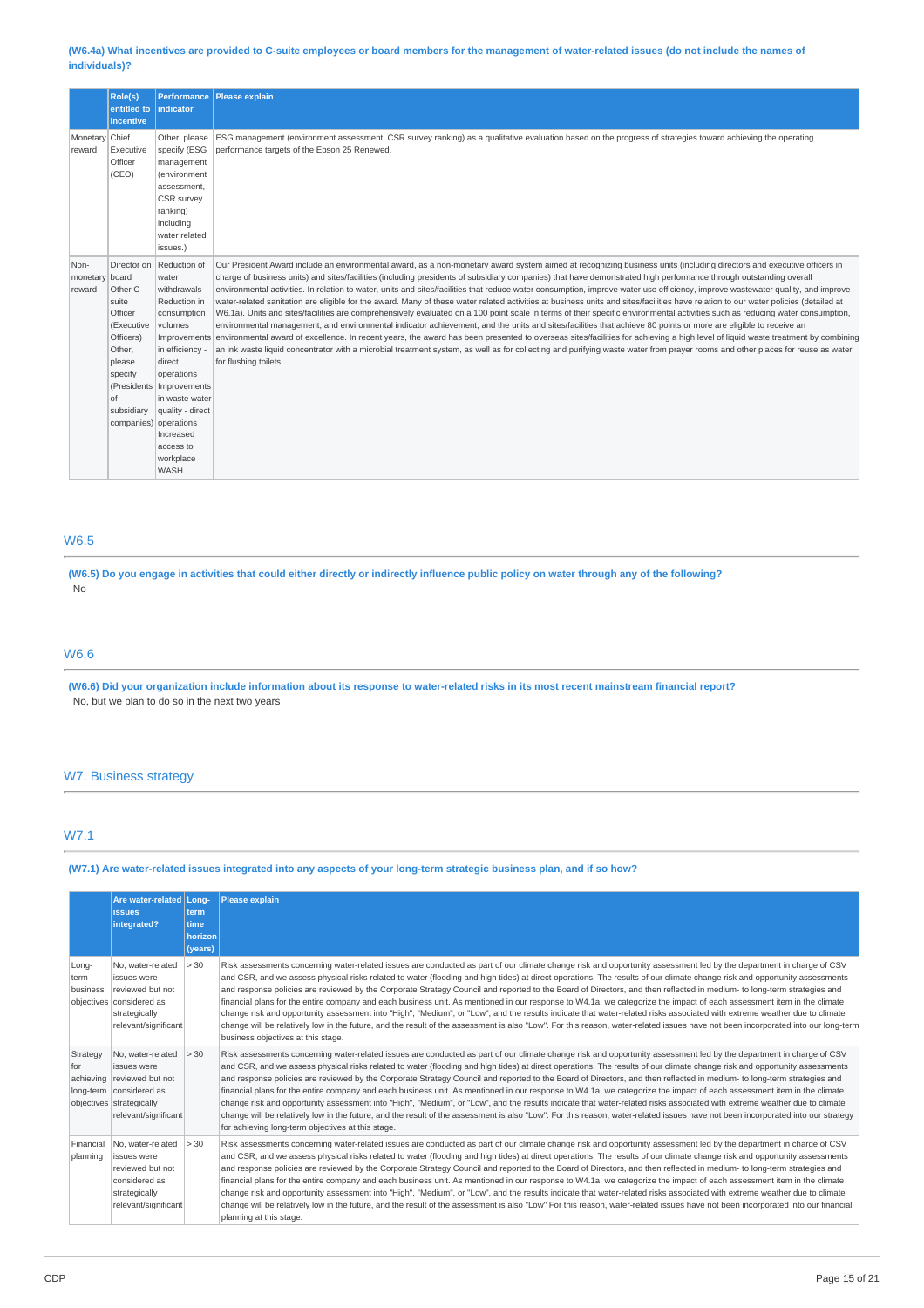**(W6.4a) What incentives are provided to C-suite employees or board members for the management of water-related issues (do not include the names of individuals)?**

| | Role(s) entitled to incentive | Performance indicator | Please explain |
|---|---|---|---|
| Monetary reward | Chief Executive Officer (CEO) | Other, please specify (ESG management (environment assessment, CSR survey ranking) including water related issues.) | ESG management (environment assessment, CSR survey ranking) as a qualitative evaluation based on the progress of strategies toward achieving the operating performance targets of the Epson 25 Renewed. |
| Non-monetary reward | Director on board<br>Other C-suite Officer (Executive Officers)<br>Other, please specify (Presidents of subsidiary companies) | Reduction of water withdrawals<br>Reduction in consumption volumes<br>Improvements in efficiency - direct operations<br>Improvements in waste water quality - direct operations<br>Increased access to workplace WASH | Our President Award include an environmental award, as a non-monetary award system aimed at recognizing business units (including directors and executive officers in charge of business units) and sites/facilities (including presidents of subsidiary companies) that have demonstrated high performance through outstanding overall environmental activities. In relation to water, units and sites/facilities that reduce water consumption, improve water use efficiency, improve wastewater quality, and improve water-related sanitation are eligible for the award. Many of these water related activities at business units and sites/facilities have relation to our water policies (detailed at W6.1a). Units and sites/facilities are comprehensively evaluated on a 100 point scale in terms of their specific environmental activities such as reducing water consumption, environmental management, and environmental indicator achievement, and the units and sites/facilities that achieve 80 points or more are eligible to receive an environmental award of excellence. In recent years, the award has been presented to overseas sites/facilities for achieving a high level of liquid waste treatment by combining an ink waste liquid concentrator with a microbial treatment system, as well as for collecting and purifying waste water from prayer rooms and other places for reuse as water for flushing toilets. |

## W6.5

**(W6.5) Do you engage in activities that could either directly or indirectly influence public policy on water through any of the following?**

No

## W6.6

**(W6.6) Did your organization include information about its response to water-related risks in its most recent mainstream financial report?**

No, but we plan to do so in the next two years

# W7. Business strategy

## W7.1

**(W7.1) Are water-related issues integrated into any aspects of your long-term strategic business plan, and if so how?**

| | Are water-related issues integrated? | Long-term time horizon (years) | Please explain |
|---|---|---|---|
| Long-term business objectives | No, water-related issues were reviewed but not considered as strategically relevant/significant | > 30 | Risk assessments concerning water-related issues are conducted as part of our climate change risk and opportunity assessment led by the department in charge of CSV and CSR, and we assess physical risks related to water (flooding and high tides) at direct operations. The results of our climate change risk and opportunity assessments and response policies are reviewed by the Corporate Strategy Council and reported to the Board of Directors, and then reflected in medium- to long-term strategies and financial plans for the entire company and each business unit. As mentioned in our response to W4.1a, we categorize the impact of each assessment item in the climate change risk and opportunity assessment into "High", "Medium", or "Low", and the results indicate that water-related risks associated with extreme weather due to climate change will be relatively low in the future, and the result of the assessment is also "Low". For this reason, water-related issues have not been incorporated into our long-term business objectives at this stage. |
| Strategy for achieving long-term objectives | No, water-related issues were reviewed but not considered as strategically relevant/significant | > 30 | Risk assessments concerning water-related issues are conducted as part of our climate change risk and opportunity assessment led by the department in charge of CSV and CSR, and we assess physical risks related to water (flooding and high tides) at direct operations. The results of our climate change risk and opportunity assessments and response policies are reviewed by the Corporate Strategy Council and reported to the Board of Directors, and then reflected in medium- to long-term strategies and financial plans for the entire company and each business unit. As mentioned in our response to W4.1a, we categorize the impact of each assessment item in the climate change risk and opportunity assessment into "High", "Medium", or "Low", and the results indicate that water-related risks associated with extreme weather due to climate change will be relatively low in the future, and the result of the assessment is also "Low". For this reason, water-related issues have not been incorporated into our strategy for achieving long-term objectives at this stage. |
| Financial planning | No, water-related issues were reviewed but not considered as strategically relevant/significant | > 30 | Risk assessments concerning water-related issues are conducted as part of our climate change risk and opportunity assessment led by the department in charge of CSV and CSR, and we assess physical risks related to water (flooding and high tides) at direct operations. The results of our climate change risk and opportunity assessments and response policies are reviewed by the Corporate Strategy Council and reported to the Board of Directors, and then reflected in medium- to long-term strategies and financial plans for the entire company and each business unit. As mentioned in our response to W4.1a, we categorize the impact of each assessment item in the climate change risk and opportunity assessment into "High", "Medium", or "Low", and the results indicate that water-related risks associated with extreme weather due to climate change will be relatively low in the future, and the result of the assessment is also "Low" For this reason, water-related issues have not been incorporated into our financial planning at this stage. |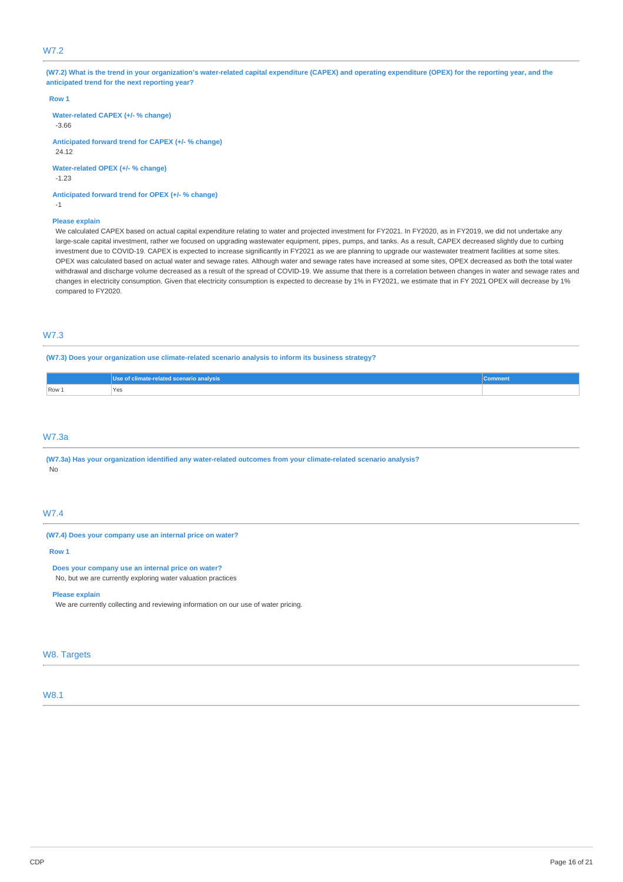## W7.2

**(W7.2) What is the trend in your organization's water-related capital expenditure (CAPEX) and operating expenditure (OPEX) for the reporting year, and the anticipated trend for the next reporting year?**

**Row 1**

**Water-related CAPEX (+/- % change)**
-3.66

**Anticipated forward trend for CAPEX (+/- % change)**
24.12

**Water-related OPEX (+/- % change)**
-1.23

**Anticipated forward trend for OPEX (+/- % change)**
-1

**Please explain**
We calculated CAPEX based on actual capital expenditure relating to water and projected investment for FY2021. In FY2020, as in FY2019, we did not undertake any large-scale capital investment, rather we focused on upgrading wastewater equipment, pipes, pumps, and tanks. As a result, CAPEX decreased slightly due to curbing investment due to COVID-19. CAPEX is expected to increase significantly in FY2021 as we are planning to upgrade our wastewater treatment facilities at some sites. OPEX was calculated based on actual water and sewage rates. Although water and sewage rates have increased at some sites, OPEX decreased as both the total water withdrawal and discharge volume decreased as a result of the spread of COVID-19. We assume that there is a correlation between changes in water and sewage rates and changes in electricity consumption. Given that electricity consumption is expected to decrease by 1% in FY2021, we estimate that in FY 2021 OPEX will decrease by 1% compared to FY2020.

## W7.3

**(W7.3) Does your organization use climate-related scenario analysis to inform its business strategy?**

| | Use of climate-related scenario analysis | Comment |
|---|---|---|
| Row 1 | Yes | |

## W7.3a

**(W7.3a) Has your organization identified any water-related outcomes from your climate-related scenario analysis?**
No

## W7.4

**(W7.4) Does your company use an internal price on water?**

**Row 1**

**Does your company use an internal price on water?**
No, but we are currently exploring water valuation practices

**Please explain**
We are currently collecting and reviewing information on our use of water pricing.

# W8. Targets

## W8.1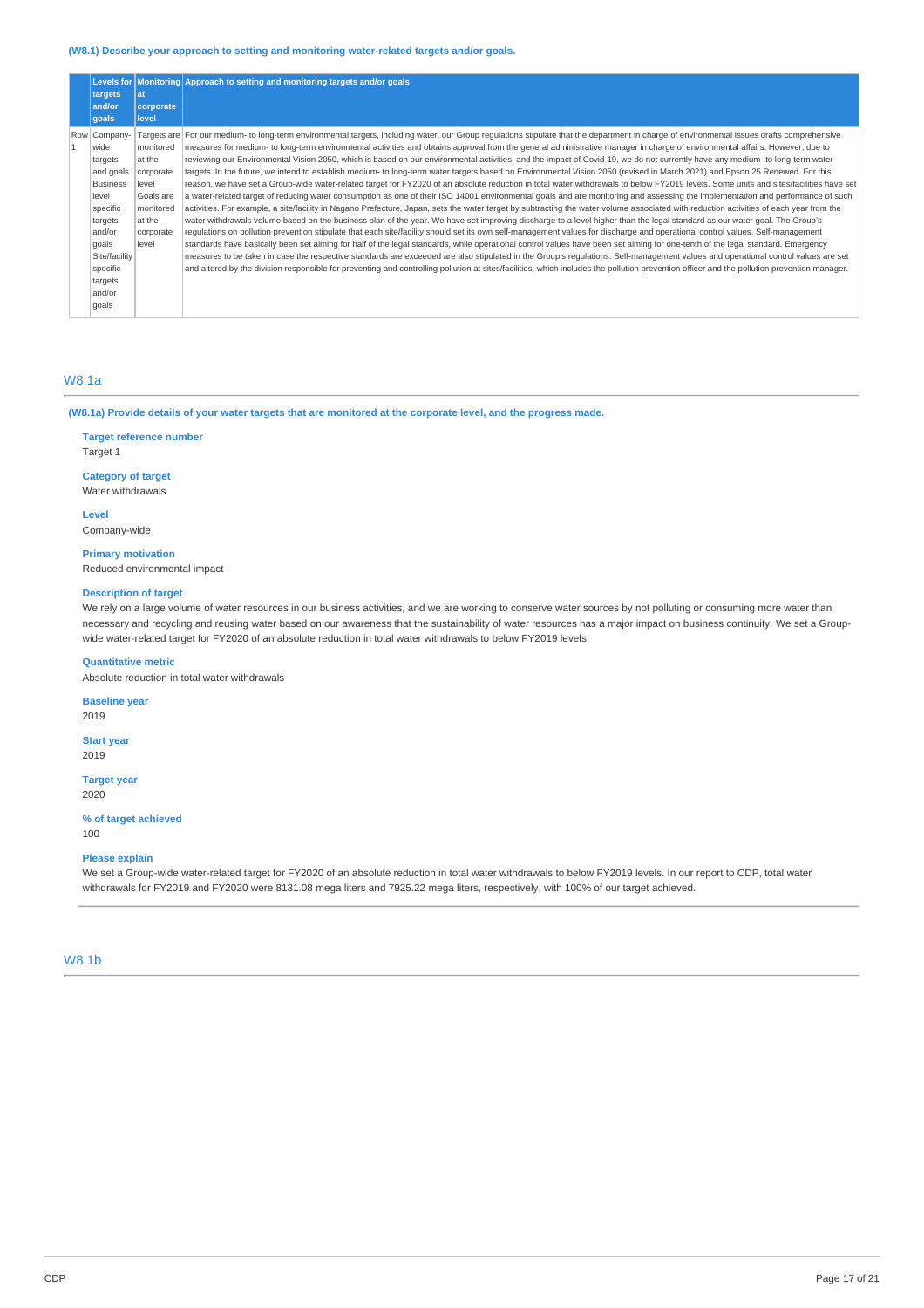**(W8.1) Describe your approach to setting and monitoring water-related targets and/or goals.**

| | Levels for targets and/or goals | Monitoring at corporate level | Approach to setting and monitoring targets and/or goals |
|---|---|---|---|
| Row 1 | Company-wide targets and goals Business level specific targets and/or goals Site/facility specific targets and/or goals | Targets are monitored at the corporate level Goals are monitored at the corporate level | For our medium- to long-term environmental targets, including water, our Group regulations stipulate that the department in charge of environmental issues drafts comprehensive measures for medium- to long-term environmental activities and obtains approval from the general administrative manager in charge of environmental affairs. However, due to reviewing our Environmental Vision 2050, which is based on our environmental activities, and the impact of Covid-19, we do not currently have any medium- to long-term water targets. In the future, we intend to establish medium- to long-term water targets based on Environmental Vision 2050 (revised in March 2021) and Epson 25 Renewed. For this reason, we have set a Group-wide water-related target for FY2020 of an absolute reduction in total water withdrawals to below FY2019 levels. Some units and sites/facilities have set a water-related target of reducing water consumption as one of their ISO 14001 environmental goals and are monitoring and assessing the implementation and performance of such activities. For example, a site/facility in Nagano Prefecture, Japan, sets the water target by subtracting the water volume associated with reduction activities of each year from the water withdrawals volume based on the business plan of the year. We have set improving discharge to a level higher than the legal standard as our water goal. The Group's regulations on pollution prevention stipulate that each site/facility should set its own self-management values for discharge and operational control values. Self-management standards have basically been set aiming for half of the legal standards, while operational control values have been set aiming for one-tenth of the legal standard. Emergency measures to be taken in case the respective standards are exceeded are also stipulated in the Group's regulations. Self-management values and operational control values are set and altered by the division responsible for preventing and controlling pollution at sites/facilities, which includes the pollution prevention officer and the pollution prevention manager. |

## W8.1a

**(W8.1a) Provide details of your water targets that are monitored at the corporate level, and the progress made.**

**Target reference number**
Target 1

**Category of target**
Water withdrawals

**Level**
Company-wide

**Primary motivation**
Reduced environmental impact

**Description of target**
We rely on a large volume of water resources in our business activities, and we are working to conserve water sources by not polluting or consuming more water than necessary and recycling and reusing water based on our awareness that the sustainability of water resources has a major impact on business continuity. We set a Group-wide water-related target for FY2020 of an absolute reduction in total water withdrawals to below FY2019 levels.

**Quantitative metric**
Absolute reduction in total water withdrawals

**Baseline year**
2019

**Start year**
2019

**Target year**
2020

**% of target achieved**
100

**Please explain**
We set a Group-wide water-related target for FY2020 of an absolute reduction in total water withdrawals to below FY2019 levels. In our report to CDP, total water withdrawals for FY2019 and FY2020 were 8131.08 mega liters and 7925.22 mega liters, respectively, with 100% of our target achieved.

## W8.1b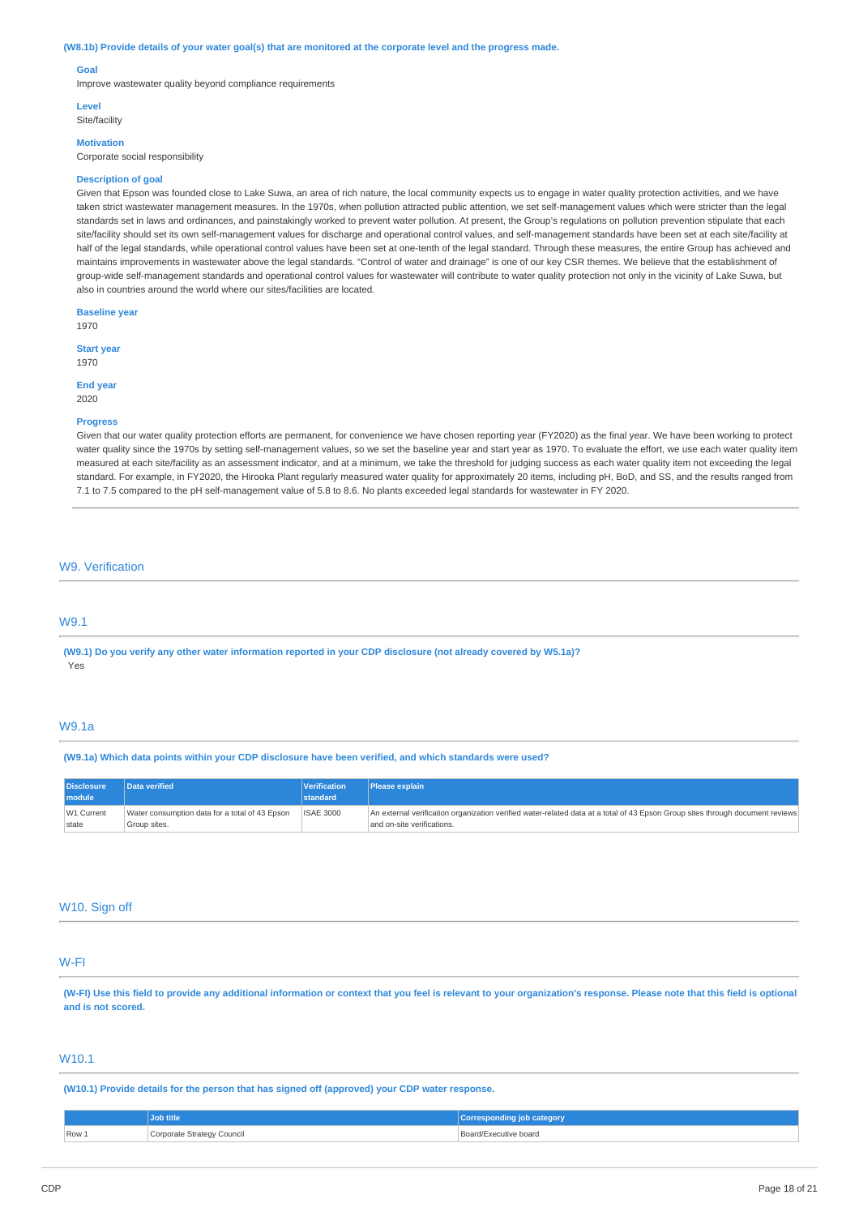**(W8.1b) Provide details of your water goal(s) that are monitored at the corporate level and the progress made.**

**Goal**
Improve wastewater quality beyond compliance requirements

**Level**
Site/facility

**Motivation**
Corporate social responsibility

**Description of goal**
Given that Epson was founded close to Lake Suwa, an area of rich nature, the local community expects us to engage in water quality protection activities, and we have taken strict wastewater management measures. In the 1970s, when pollution attracted public attention, we set self-management values which were stricter than the legal standards set in laws and ordinances, and painstakingly worked to prevent water pollution. At present, the Group's regulations on pollution prevention stipulate that each site/facility should set its own self-management values for discharge and operational control values, and self-management standards have been set at each site/facility at half of the legal standards, while operational control values have been set at one-tenth of the legal standard. Through these measures, the entire Group has achieved and maintains improvements in wastewater above the legal standards. "Control of water and drainage" is one of our key CSR themes. We believe that the establishment of group-wide self-management standards and operational control values for wastewater will contribute to water quality protection not only in the vicinity of Lake Suwa, but also in countries around the world where our sites/facilities are located.

**Baseline year**
1970

**Start year**
1970

**End year**
2020

**Progress**
Given that our water quality protection efforts are permanent, for convenience we have chosen reporting year (FY2020) as the final year. We have been working to protect water quality since the 1970s by setting self-management values, so we set the baseline year and start year as 1970. To evaluate the effort, we use each water quality item measured at each site/facility as an assessment indicator, and at a minimum, we take the threshold for judging success as each water quality item not exceeding the legal standard. For example, in FY2020, the Hirooka Plant regularly measured water quality for approximately 20 items, including pH, BoD, and SS, and the results ranged from 7.1 to 7.5 compared to the pH self-management value of 5.8 to 8.6. No plants exceeded legal standards for wastewater in FY 2020.

## W9. Verification

### W9.1

**(W9.1) Do you verify any other water information reported in your CDP disclosure (not already covered by W5.1a)?**
Yes

### W9.1a

**(W9.1a) Which data points within your CDP disclosure have been verified, and which standards were used?**

| Disclosure module | Data verified | Verification standard | Please explain |
|---|---|---|---|
| W1 Current state | Water consumption data for a total of 43 Epson Group sites. | ISAE 3000 | An external verification organization verified water-related data at a total of 43 Epson Group sites through document reviews and on-site verifications. |

## W10. Sign off

### W-FI

**(W-FI) Use this field to provide any additional information or context that you feel is relevant to your organization's response. Please note that this field is optional and is not scored.**

### W10.1

**(W10.1) Provide details for the person that has signed off (approved) your CDP water response.**

| | Job title | Corresponding job category |
|---|---|---|
| Row 1 | Corporate Strategy Council | Board/Executive board |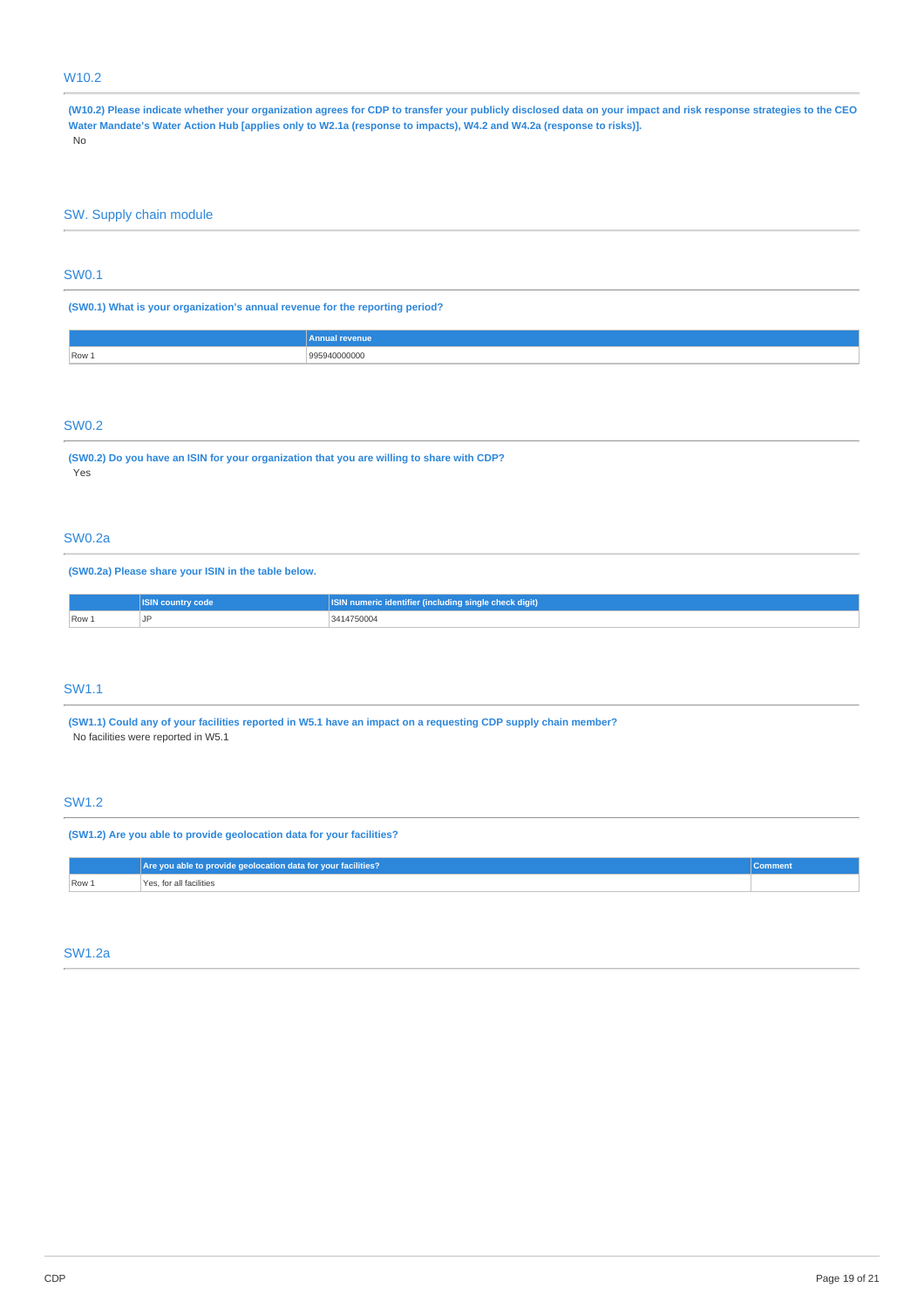## W10.2

**(W10.2) Please indicate whether your organization agrees for CDP to transfer your publicly disclosed data on your impact and risk response strategies to the CEO Water Mandate's Water Action Hub [applies only to W2.1a (response to impacts), W4.2 and W4.2a (response to risks)].**

No

# SW. Supply chain module

## SW0.1

**(SW0.1) What is your organization's annual revenue for the reporting period?**

| | Annual revenue |
|---|---|
| Row 1 | 995940000000 |

## SW0.2

**(SW0.2) Do you have an ISIN for your organization that you are willing to share with CDP?**

Yes

## SW0.2a

**(SW0.2a) Please share your ISIN in the table below.**

| | ISIN country code | ISIN numeric identifier (including single check digit) |
|---|---|---|
| Row 1 | JP | 3414750004 |

## SW1.1

**(SW1.1) Could any of your facilities reported in W5.1 have an impact on a requesting CDP supply chain member?**

No facilities were reported in W5.1

## SW1.2

**(SW1.2) Are you able to provide geolocation data for your facilities?**

| | Are you able to provide geolocation data for your facilities? | Comment |
|---|---|---|
| Row 1 | Yes, for all facilities | |

## SW1.2a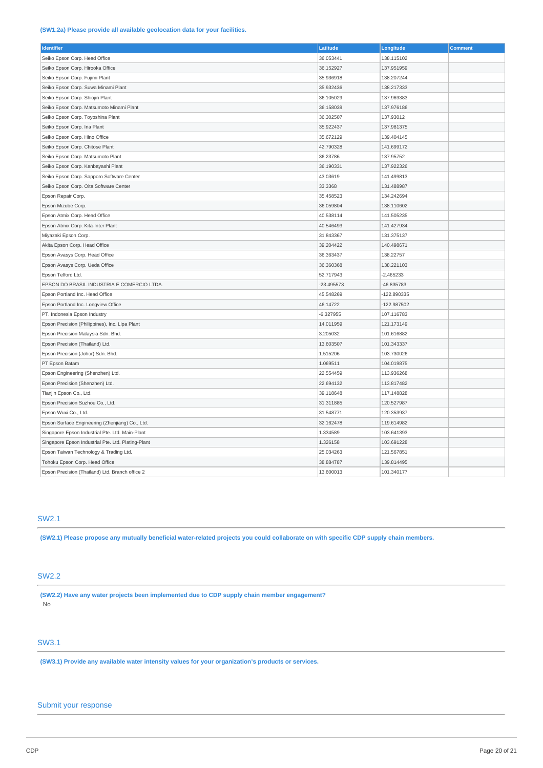**(SW1.2a) Please provide all available geolocation data for your facilities.**

| Identifier | Latitude | Longitude | Comment |
|---|---|---|---|
| Seiko Epson Corp. Head Office | 36.053441 | 138.115102 | |
| Seiko Epson Corp. Hirooka Office | 36.152927 | 137.951959 | |
| Seiko Epson Corp. Fujimi Plant | 35.936918 | 138.207244 | |
| Seiko Epson Corp. Suwa Minami Plant | 35.932436 | 138.217333 | |
| Seiko Epson Corp. Shiojiri Plant | 36.105029 | 137.969383 | |
| Seiko Epson Corp. Matsumoto Minami Plant | 36.158039 | 137.976186 | |
| Seiko Epson Corp. Toyoshina Plant | 36.302507 | 137.93012 | |
| Seiko Epson Corp. Ina Plant | 35.922437 | 137.981375 | |
| Seiko Epson Corp. Hino Office | 35.672129 | 139.404145 | |
| Seiko Epson Corp. Chitose Plant | 42.790328 | 141.699172 | |
| Seiko Epson Corp. Matsumoto Plant | 36.23786 | 137.95752 | |
| Seiko Epson Corp. Kanbayashi Plant | 36.190331 | 137.922326 | |
| Seiko Epson Corp. Sapporo Software Center | 43.03619 | 141.499813 | |
| Seiko Epson Corp. Oita Software Center | 33.3368 | 131.488987 | |
| Epson Repair Corp. | 35.458523 | 134.242694 | |
| Epson Mizube Corp. | 36.059804 | 138.110602 | |
| Epson Atmix Corp. Head Office | 40.538114 | 141.505235 | |
| Epson Atmix Corp. Kita-Inter Plant | 40.546493 | 141.427934 | |
| Miyazaki Epson Corp. | 31.843367 | 131.375137 | |
| Akita Epson Corp. Head Office | 39.204422 | 140.498671 | |
| Epson Avasys Corp. Head Office | 36.363437 | 138.22757 | |
| Epson Avasys Corp. Ueda Office | 36.360368 | 138.221103 | |
| Epson Telford Ltd. | 52.717943 | -2.465233 | |
| EPSON DO BRASIL INDUSTRIA E COMERCIO LTDA. | -23.495573 | -46.835783 | |
| Epson Portland Inc. Head Office | 45.548269 | -122.890335 | |
| Epson Portland Inc. Longview Office | 46.14722 | -122.987502 | |
| PT. Indonesia Epson Industry | -6.327955 | 107.116783 | |
| Epson Precision (Philippines), Inc. Lipa Plant | 14.011959 | 121.173149 | |
| Epson Precision Malaysia Sdn. Bhd. | 3.205032 | 101.616882 | |
| Epson Precision (Thailand) Ltd. | 13.603507 | 101.343337 | |
| Epson Precision (Johor) Sdn. Bhd. | 1.515206 | 103.730026 | |
| PT Epson Batam | 1.069511 | 104.019875 | |
| Epson Engineering (Shenzhen) Ltd. | 22.554459 | 113.936268 | |
| Epson Precision (Shenzhen) Ltd. | 22.694132 | 113.817482 | |
| Tianjin Epson Co., Ltd. | 39.118648 | 117.148828 | |
| Epson Precision Suzhou Co., Ltd. | 31.311885 | 120.527987 | |
| Epson Wuxi Co., Ltd. | 31.548771 | 120.353937 | |
| Epson Surface Engineering (Zhenjiang) Co., Ltd. | 32.162478 | 119.614982 | |
| Singapore Epson Industrial Pte. Ltd. Main-Plant | 1.334589 | 103.641393 | |
| Singapore Epson Industrial Pte. Ltd. Plating-Plant | 1.326158 | 103.691228 | |
| Epson Taiwan Technology & Trading Ltd. | 25.034263 | 121.567851 | |
| Tohoku Epson Corp. Head Office | 38.884787 | 139.814495 | |
| Epson Precision (Thailand) Ltd. Branch office 2 | 13.600013 | 101.340177 | |

## SW2.1

**(SW2.1) Please propose any mutually beneficial water-related projects you could collaborate on with specific CDP supply chain members.**

## SW2.2

**(SW2.2) Have any water projects been implemented due to CDP supply chain member engagement?**

No

## SW3.1

**(SW3.1) Provide any available water intensity values for your organization's products or services.**

## Submit your response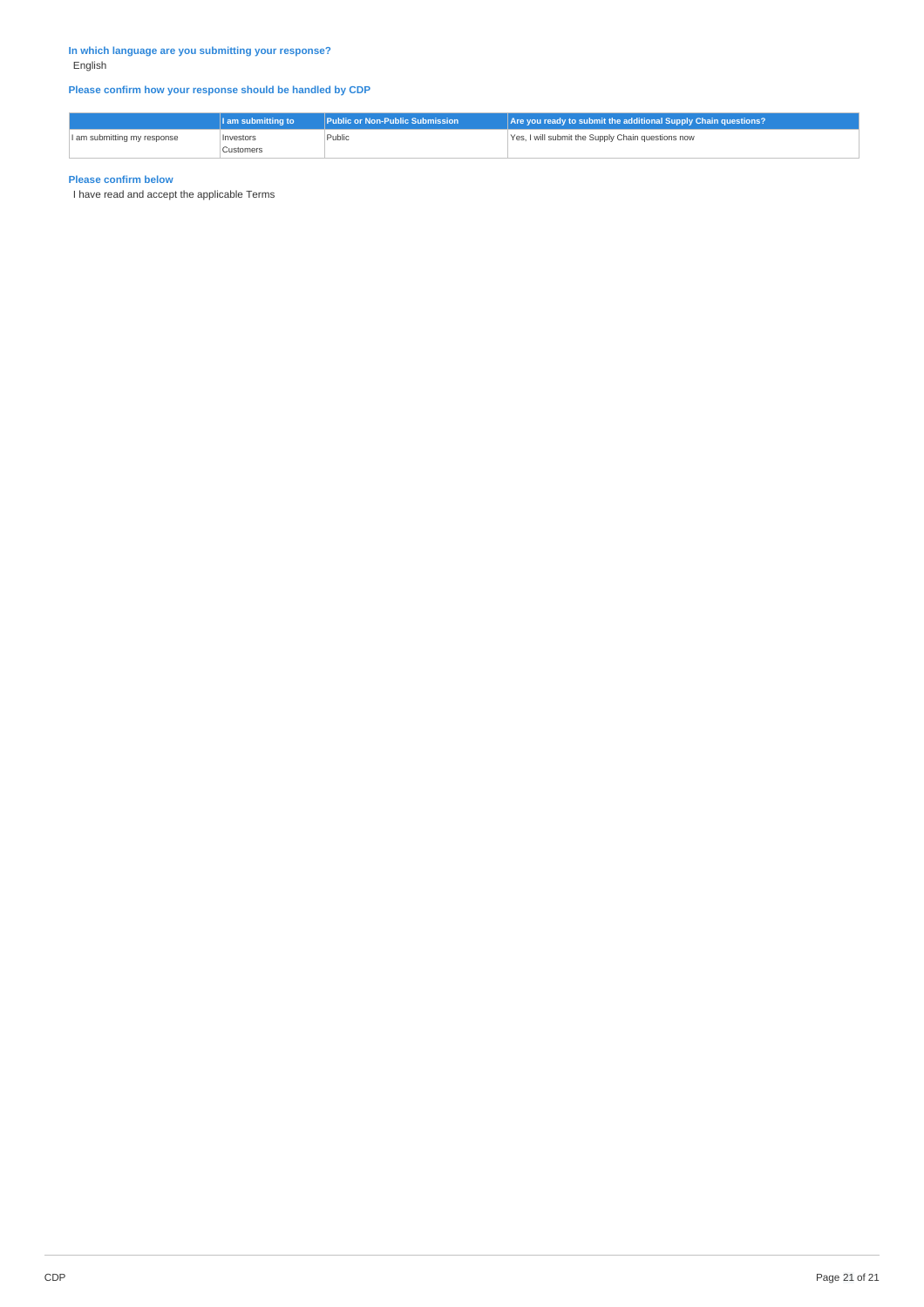### In which language are you submitting your response?

English

### Please confirm how your response should be handled by CDP

| | I am submitting to | Public or Non-Public Submission | Are you ready to submit the additional Supply Chain questions? |
|---|---|---|---|
| I am submitting my response | Investors<br>Customers | Public | Yes, I will submit the Supply Chain questions now |

### Please confirm below

I have read and accept the applicable Terms